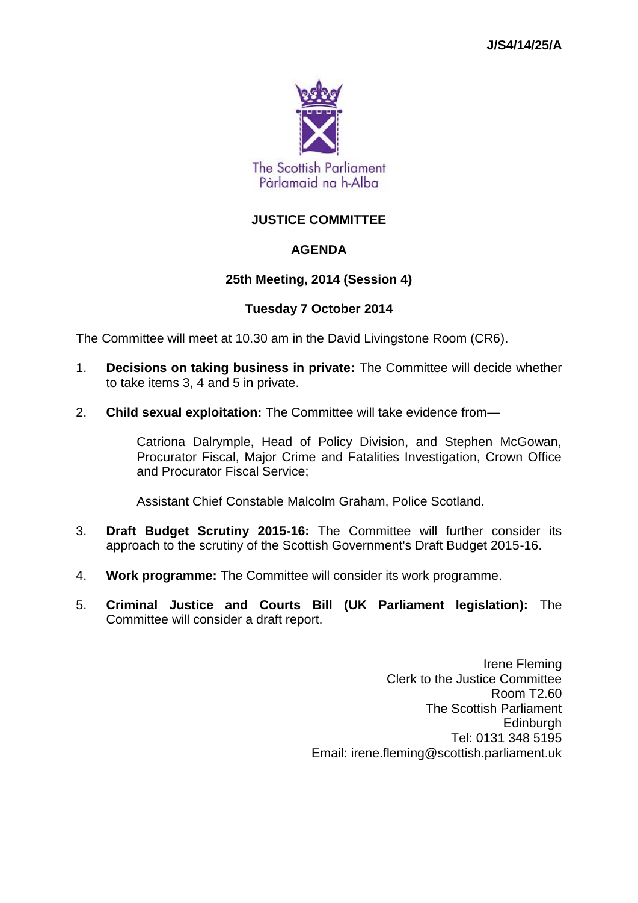J/S4/14/25/A

The Scottish Parliament
Pàrlamaid na h-Alba

# JUSTICE COMMITTEE

## AGENDA

### 25th Meeting, 2014 (Session 4)

### Tuesday 7 October 2014

The Committee will meet at 10.30 am in the David Livingstone Room (CR6).

1. **Decisions on taking business in private:** The Committee will decide whether to take items 3, 4 and 5 in private.

2. **Child sexual exploitation:** The Committee will take evidence from—

   Catriona Dalrymple, Head of Policy Division, and Stephen McGowan, Procurator Fiscal, Major Crime and Fatalities Investigation, Crown Office and Procurator Fiscal Service;

   Assistant Chief Constable Malcolm Graham, Police Scotland.

3. **Draft Budget Scrutiny 2015-16:** The Committee will further consider its approach to the scrutiny of the Scottish Government's Draft Budget 2015-16.

4. **Work programme:** The Committee will consider its work programme.

5. **Criminal Justice and Courts Bill (UK Parliament legislation):** The Committee will consider a draft report.

Irene Fleming
Clerk to the Justice Committee
Room T2.60
The Scottish Parliament
Edinburgh
Tel: 0131 348 5195
Email: irene.fleming@scottish.parliament.uk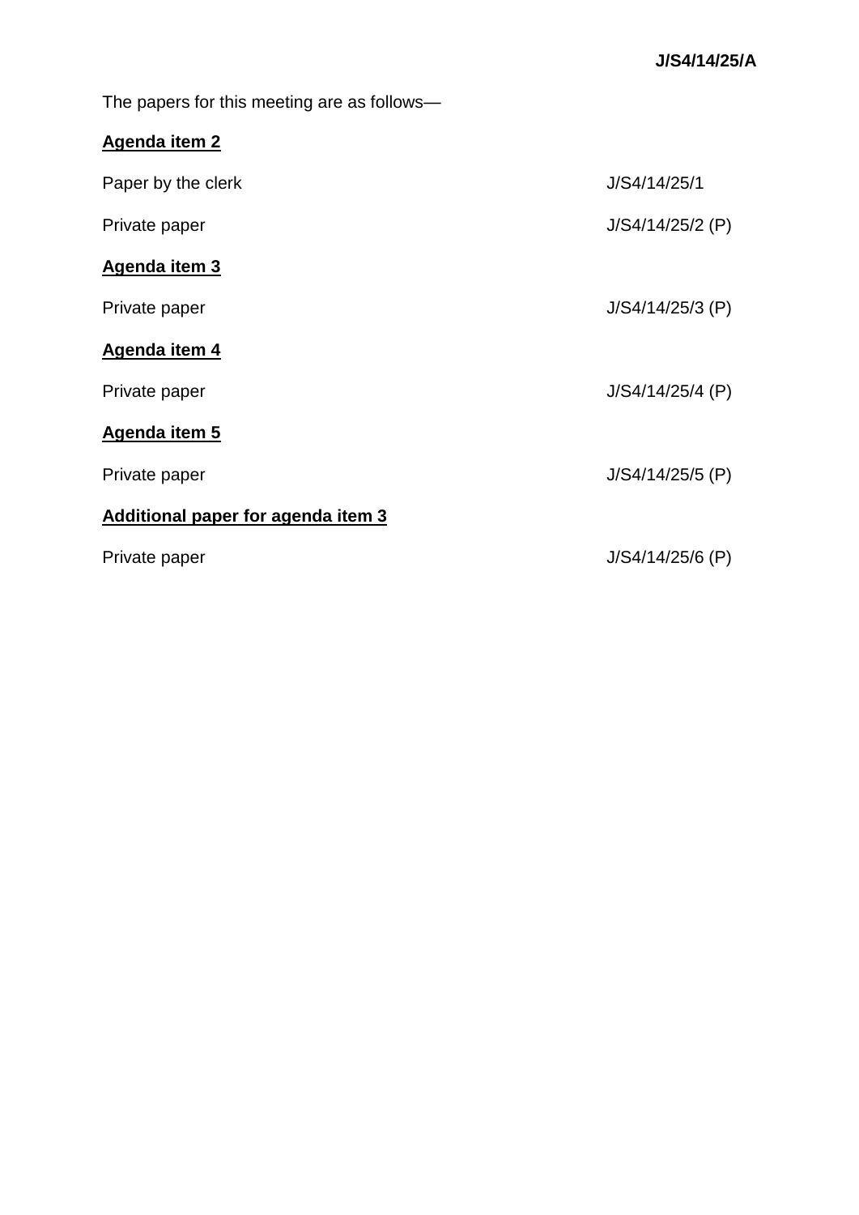**J/S4/14/25/A**

The papers for this meeting are as follows—

**Agenda item 2**

| | |
|---|---|
| Paper by the clerk | J/S4/14/25/1 |
| Private paper | J/S4/14/25/2 (P) |

**Agenda item 3**

| | |
|---|---|
| Private paper | J/S4/14/25/3 (P) |

**Agenda item 4**

| | |
|---|---|
| Private paper | J/S4/14/25/4 (P) |

**Agenda item 5**

| | |
|---|---|
| Private paper | J/S4/14/25/5 (P) |

**Additional paper for agenda item 3**

| | |
|---|---|
| Private paper | J/S4/14/25/6 (P) |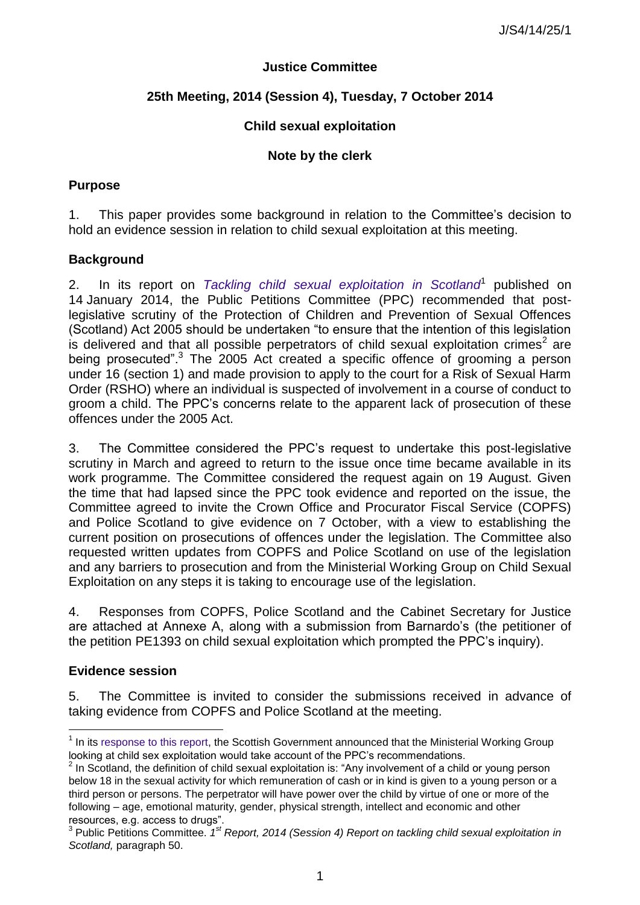**Justice Committee**

**25th Meeting, 2014 (Session 4), Tuesday, 7 October 2014**

**Child sexual exploitation**

**Note by the clerk**

## Purpose

1. This paper provides some background in relation to the Committee's decision to hold an evidence session in relation to child sexual exploitation at this meeting.

## Background

2. In its report on *Tackling child sexual exploitation in Scotland*[1] published on 14 January 2014, the Public Petitions Committee (PPC) recommended that post-legislative scrutiny of the Protection of Children and Prevention of Sexual Offences (Scotland) Act 2005 should be undertaken "to ensure that the intention of this legislation is delivered and that all possible perpetrators of child sexual exploitation crimes[2] are being prosecuted".[3] The 2005 Act created a specific offence of grooming a person under 16 (section 1) and made provision to apply to the court for a Risk of Sexual Harm Order (RSHO) where an individual is suspected of involvement in a course of conduct to groom a child. The PPC's concerns relate to the apparent lack of prosecution of these offences under the 2005 Act.

3. The Committee considered the PPC's request to undertake this post-legislative scrutiny in March and agreed to return to the issue once time became available in its work programme. The Committee considered the request again on 19 August. Given the time that had lapsed since the PPC took evidence and reported on the issue, the Committee agreed to invite the Crown Office and Procurator Fiscal Service (COPFS) and Police Scotland to give evidence on 7 October, with a view to establishing the current position on prosecutions of offences under the legislation. The Committee also requested written updates from COPFS and Police Scotland on use of the legislation and any barriers to prosecution and from the Ministerial Working Group on Child Sexual Exploitation on any steps it is taking to encourage use of the legislation.

4. Responses from COPFS, Police Scotland and the Cabinet Secretary for Justice are attached at Annexe A, along with a submission from Barnardo's (the petitioner of the petition PE1393 on child sexual exploitation which prompted the PPC's inquiry).

## Evidence session

5. The Committee is invited to consider the submissions received in advance of taking evidence from COPFS and Police Scotland at the meeting.

---

[1] In its response to this report, the Scottish Government announced that the Ministerial Working Group looking at child sex exploitation would take account of the PPC's recommendations.

[2] In Scotland, the definition of child sexual exploitation is: "Any involvement of a child or young person below 18 in the sexual activity for which remuneration of cash or in kind is given to a young person or a third person or persons. The perpetrator will have power over the child by virtue of one or more of the following – age, emotional maturity, gender, physical strength, intellect and economic and other resources, e.g. access to drugs".

[3] Public Petitions Committee. *1st Report, 2014 (Session 4) Report on tackling child sexual exploitation in Scotland,* paragraph 50.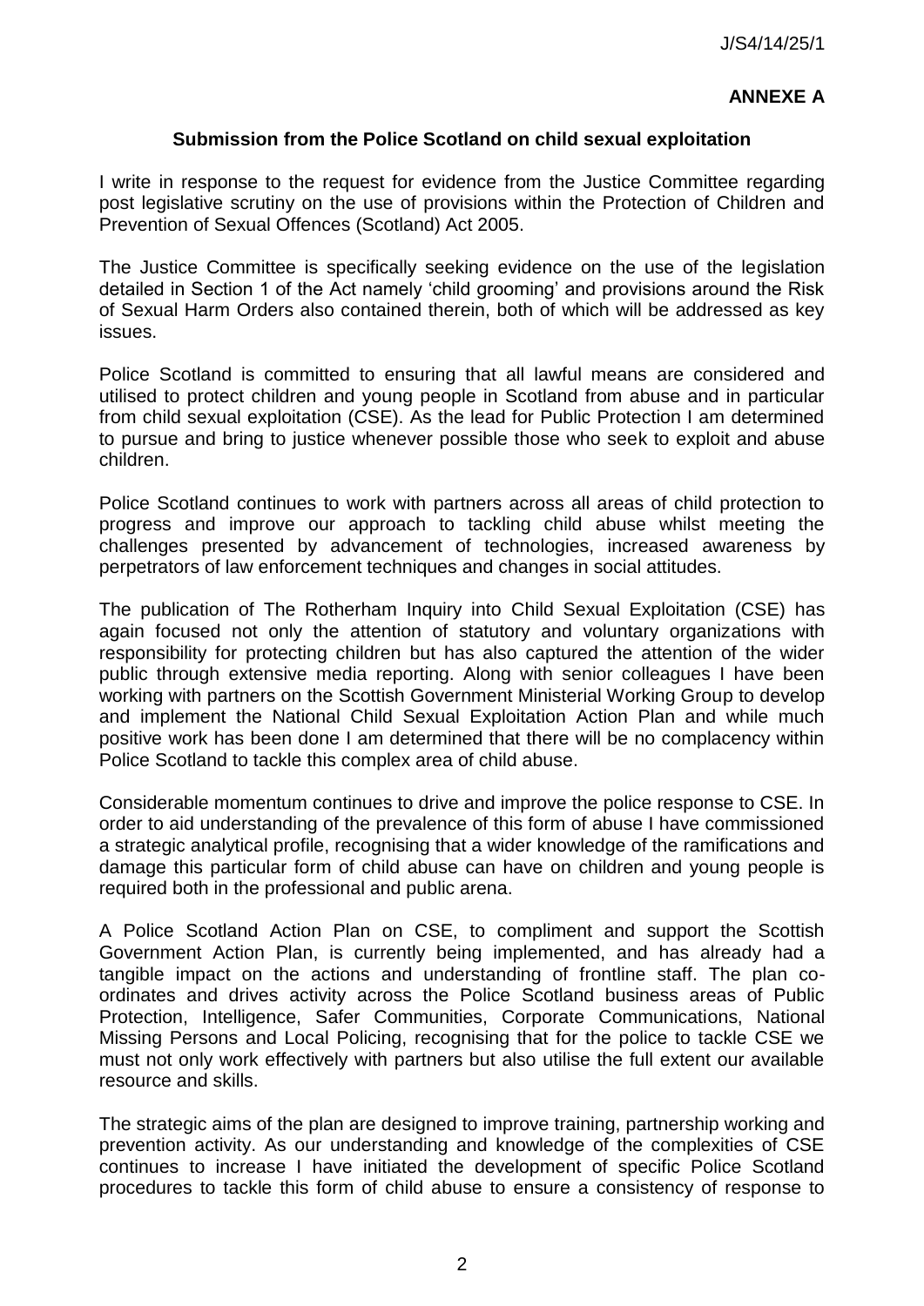## ANNEXE A

### Submission from the Police Scotland on child sexual exploitation

I write in response to the request for evidence from the Justice Committee regarding post legislative scrutiny on the use of provisions within the Protection of Children and Prevention of Sexual Offences (Scotland) Act 2005.

The Justice Committee is specifically seeking evidence on the use of the legislation detailed in Section 1 of the Act namely 'child grooming' and provisions around the Risk of Sexual Harm Orders also contained therein, both of which will be addressed as key issues.

Police Scotland is committed to ensuring that all lawful means are considered and utilised to protect children and young people in Scotland from abuse and in particular from child sexual exploitation (CSE). As the lead for Public Protection I am determined to pursue and bring to justice whenever possible those who seek to exploit and abuse children.

Police Scotland continues to work with partners across all areas of child protection to progress and improve our approach to tackling child abuse whilst meeting the challenges presented by advancement of technologies, increased awareness by perpetrators of law enforcement techniques and changes in social attitudes.

The publication of The Rotherham Inquiry into Child Sexual Exploitation (CSE) has again focused not only the attention of statutory and voluntary organizations with responsibility for protecting children but has also captured the attention of the wider public through extensive media reporting. Along with senior colleagues I have been working with partners on the Scottish Government Ministerial Working Group to develop and implement the National Child Sexual Exploitation Action Plan and while much positive work has been done I am determined that there will be no complacency within Police Scotland to tackle this complex area of child abuse.

Considerable momentum continues to drive and improve the police response to CSE. In order to aid understanding of the prevalence of this form of abuse I have commissioned a strategic analytical profile, recognising that a wider knowledge of the ramifications and damage this particular form of child abuse can have on children and young people is required both in the professional and public arena.

A Police Scotland Action Plan on CSE, to compliment and support the Scottish Government Action Plan, is currently being implemented, and has already had a tangible impact on the actions and understanding of frontline staff. The plan co-ordinates and drives activity across the Police Scotland business areas of Public Protection, Intelligence, Safer Communities, Corporate Communications, National Missing Persons and Local Policing, recognising that for the police to tackle CSE we must not only work effectively with partners but also utilise the full extent our available resource and skills.

The strategic aims of the plan are designed to improve training, partnership working and prevention activity. As our understanding and knowledge of the complexities of CSE continues to increase I have initiated the development of specific Police Scotland procedures to tackle this form of child abuse to ensure a consistency of response to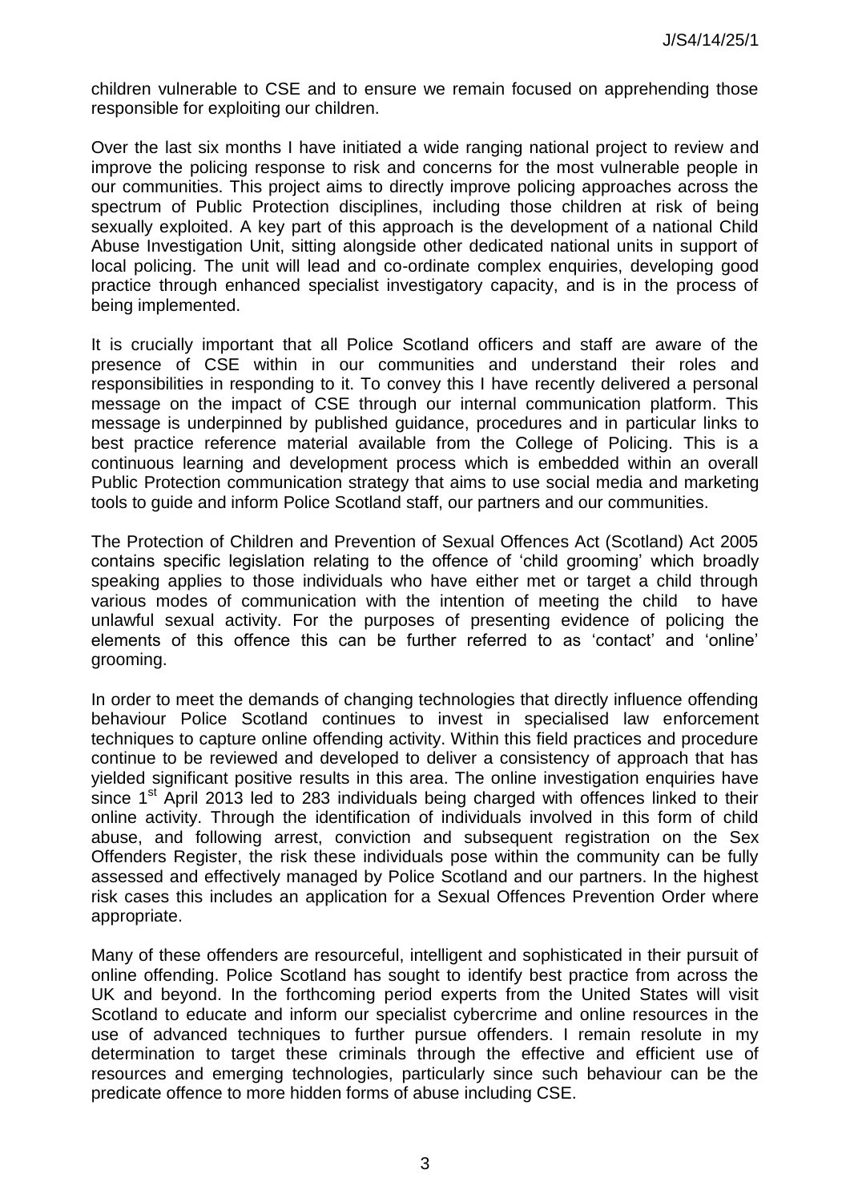children vulnerable to CSE and to ensure we remain focused on apprehending those responsible for exploiting our children.

Over the last six months I have initiated a wide ranging national project to review and improve the policing response to risk and concerns for the most vulnerable people in our communities. This project aims to directly improve policing approaches across the spectrum of Public Protection disciplines, including those children at risk of being sexually exploited. A key part of this approach is the development of a national Child Abuse Investigation Unit, sitting alongside other dedicated national units in support of local policing. The unit will lead and co-ordinate complex enquiries, developing good practice through enhanced specialist investigatory capacity, and is in the process of being implemented.

It is crucially important that all Police Scotland officers and staff are aware of the presence of CSE within in our communities and understand their roles and responsibilities in responding to it. To convey this I have recently delivered a personal message on the impact of CSE through our internal communication platform. This message is underpinned by published guidance, procedures and in particular links to best practice reference material available from the College of Policing. This is a continuous learning and development process which is embedded within an overall Public Protection communication strategy that aims to use social media and marketing tools to guide and inform Police Scotland staff, our partners and our communities.

The Protection of Children and Prevention of Sexual Offences Act (Scotland) Act 2005 contains specific legislation relating to the offence of 'child grooming' which broadly speaking applies to those individuals who have either met or target a child through various modes of communication with the intention of meeting the child to have unlawful sexual activity. For the purposes of presenting evidence of policing the elements of this offence this can be further referred to as 'contact' and 'online' grooming.

In order to meet the demands of changing technologies that directly influence offending behaviour Police Scotland continues to invest in specialised law enforcement techniques to capture online offending activity. Within this field practices and procedure continue to be reviewed and developed to deliver a consistency of approach that has yielded significant positive results in this area. The online investigation enquiries have since 1st April 2013 led to 283 individuals being charged with offences linked to their online activity. Through the identification of individuals involved in this form of child abuse, and following arrest, conviction and subsequent registration on the Sex Offenders Register, the risk these individuals pose within the community can be fully assessed and effectively managed by Police Scotland and our partners. In the highest risk cases this includes an application for a Sexual Offences Prevention Order where appropriate.

Many of these offenders are resourceful, intelligent and sophisticated in their pursuit of online offending. Police Scotland has sought to identify best practice from across the UK and beyond. In the forthcoming period experts from the United States will visit Scotland to educate and inform our specialist cybercrime and online resources in the use of advanced techniques to further pursue offenders. I remain resolute in my determination to target these criminals through the effective and efficient use of resources and emerging technologies, particularly since such behaviour can be the predicate offence to more hidden forms of abuse including CSE.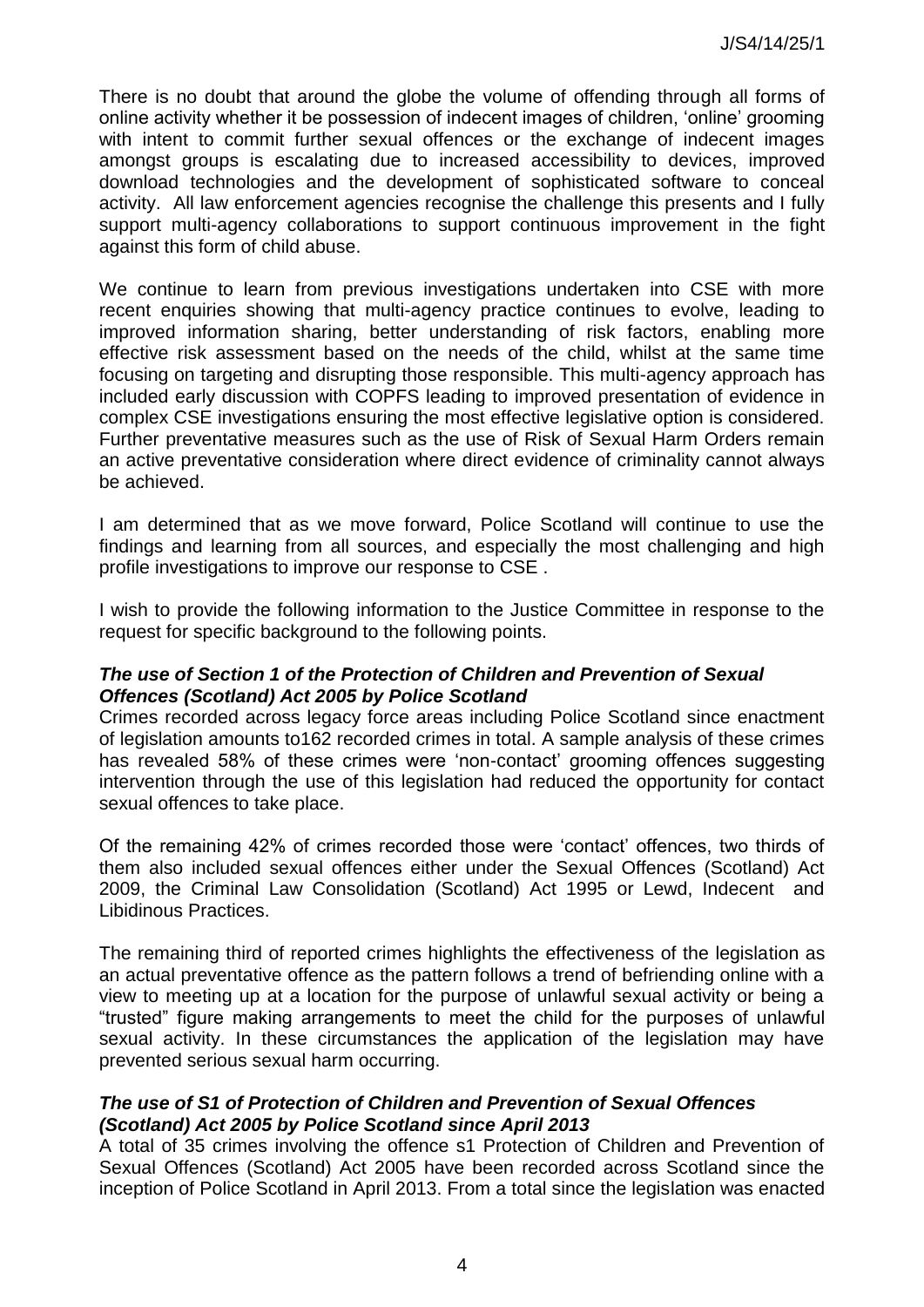There is no doubt that around the globe the volume of offending through all forms of online activity whether it be possession of indecent images of children, 'online' grooming with intent to commit further sexual offences or the exchange of indecent images amongst groups is escalating due to increased accessibility to devices, improved download technologies and the development of sophisticated software to conceal activity. All law enforcement agencies recognise the challenge this presents and I fully support multi-agency collaborations to support continuous improvement in the fight against this form of child abuse.

We continue to learn from previous investigations undertaken into CSE with more recent enquiries showing that multi-agency practice continues to evolve, leading to improved information sharing, better understanding of risk factors, enabling more effective risk assessment based on the needs of the child, whilst at the same time focusing on targeting and disrupting those responsible. This multi-agency approach has included early discussion with COPFS leading to improved presentation of evidence in complex CSE investigations ensuring the most effective legislative option is considered. Further preventative measures such as the use of Risk of Sexual Harm Orders remain an active preventative consideration where direct evidence of criminality cannot always be achieved.

I am determined that as we move forward, Police Scotland will continue to use the findings and learning from all sources, and especially the most challenging and high profile investigations to improve our response to CSE .

I wish to provide the following information to the Justice Committee in response to the request for specific background to the following points.

***The use of Section 1 of the Protection of Children and Prevention of Sexual Offences (Scotland) Act 2005 by Police Scotland***

Crimes recorded across legacy force areas including Police Scotland since enactment of legislation amounts to162 recorded crimes in total. A sample analysis of these crimes has revealed 58% of these crimes were 'non-contact' grooming offences suggesting intervention through the use of this legislation had reduced the opportunity for contact sexual offences to take place.

Of the remaining 42% of crimes recorded those were 'contact' offences, two thirds of them also included sexual offences either under the Sexual Offences (Scotland) Act 2009, the Criminal Law Consolidation (Scotland) Act 1995 or Lewd, Indecent and Libidinous Practices.

The remaining third of reported crimes highlights the effectiveness of the legislation as an actual preventative offence as the pattern follows a trend of befriending online with a view to meeting up at a location for the purpose of unlawful sexual activity or being a "trusted" figure making arrangements to meet the child for the purposes of unlawful sexual activity. In these circumstances the application of the legislation may have prevented serious sexual harm occurring.

***The use of S1 of Protection of Children and Prevention of Sexual Offences (Scotland) Act 2005 by Police Scotland since April 2013***

A total of 35 crimes involving the offence s1 Protection of Children and Prevention of Sexual Offences (Scotland) Act 2005 have been recorded across Scotland since the inception of Police Scotland in April 2013. From a total since the legislation was enacted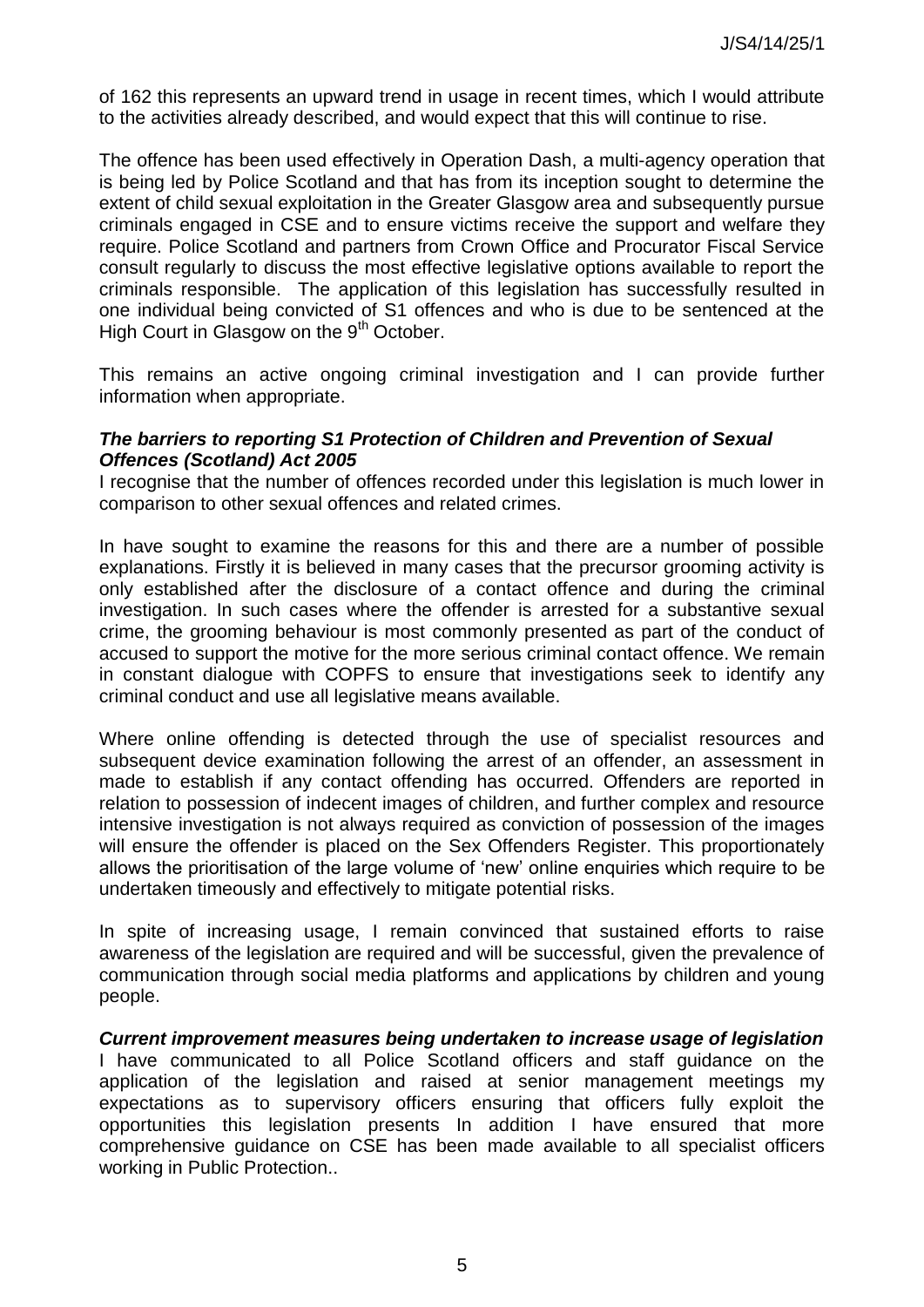of 162 this represents an upward trend in usage in recent times, which I would attribute to the activities already described, and would expect that this will continue to rise.

The offence has been used effectively in Operation Dash, a multi-agency operation that is being led by Police Scotland and that has from its inception sought to determine the extent of child sexual exploitation in the Greater Glasgow area and subsequently pursue criminals engaged in CSE and to ensure victims receive the support and welfare they require. Police Scotland and partners from Crown Office and Procurator Fiscal Service consult regularly to discuss the most effective legislative options available to report the criminals responsible. The application of this legislation has successfully resulted in one individual being convicted of S1 offences and who is due to be sentenced at the High Court in Glasgow on the 9th October.

This remains an active ongoing criminal investigation and I can provide further information when appropriate.

***The barriers to reporting S1 Protection of Children and Prevention of Sexual Offences (Scotland) Act 2005***

I recognise that the number of offences recorded under this legislation is much lower in comparison to other sexual offences and related crimes.

In have sought to examine the reasons for this and there are a number of possible explanations. Firstly it is believed in many cases that the precursor grooming activity is only established after the disclosure of a contact offence and during the criminal investigation. In such cases where the offender is arrested for a substantive sexual crime, the grooming behaviour is most commonly presented as part of the conduct of accused to support the motive for the more serious criminal contact offence. We remain in constant dialogue with COPFS to ensure that investigations seek to identify any criminal conduct and use all legislative means available.

Where online offending is detected through the use of specialist resources and subsequent device examination following the arrest of an offender, an assessment in made to establish if any contact offending has occurred. Offenders are reported in relation to possession of indecent images of children, and further complex and resource intensive investigation is not always required as conviction of possession of the images will ensure the offender is placed on the Sex Offenders Register. This proportionately allows the prioritisation of the large volume of 'new' online enquiries which require to be undertaken timeously and effectively to mitigate potential risks.

In spite of increasing usage, I remain convinced that sustained efforts to raise awareness of the legislation are required and will be successful, given the prevalence of communication through social media platforms and applications by children and young people.

***Current improvement measures being undertaken to increase usage of legislation***

I have communicated to all Police Scotland officers and staff guidance on the application of the legislation and raised at senior management meetings my expectations as to supervisory officers ensuring that officers fully exploit the opportunities this legislation presents In addition I have ensured that more comprehensive guidance on CSE has been made available to all specialist officers working in Public Protection..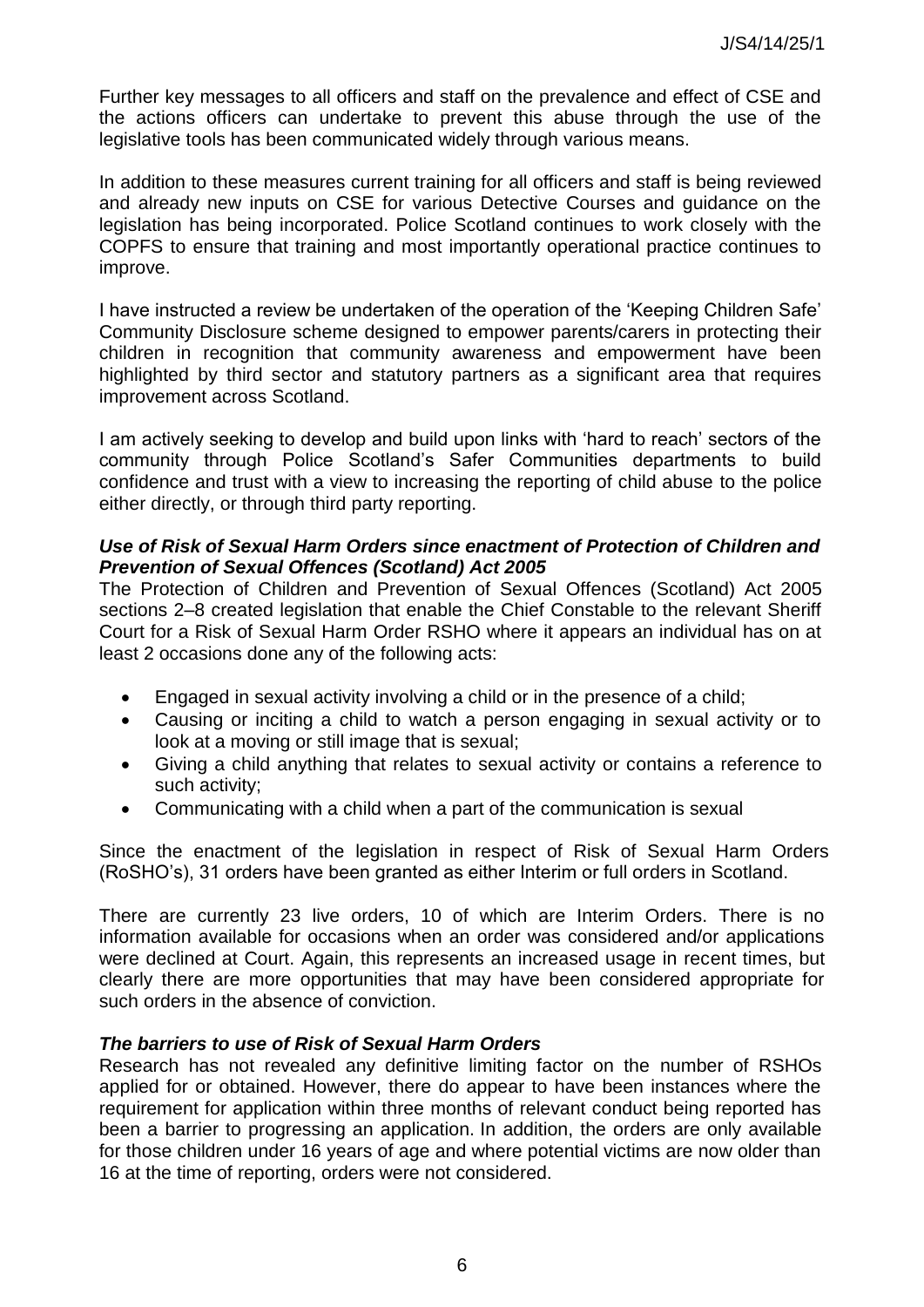Further key messages to all officers and staff on the prevalence and effect of CSE and the actions officers can undertake to prevent this abuse through the use of the legislative tools has been communicated widely through various means.

In addition to these measures current training for all officers and staff is being reviewed and already new inputs on CSE for various Detective Courses and guidance on the legislation has being incorporated. Police Scotland continues to work closely with the COPFS to ensure that training and most importantly operational practice continues to improve.

I have instructed a review be undertaken of the operation of the 'Keeping Children Safe' Community Disclosure scheme designed to empower parents/carers in protecting their children in recognition that community awareness and empowerment have been highlighted by third sector and statutory partners as a significant area that requires improvement across Scotland.

I am actively seeking to develop and build upon links with 'hard to reach' sectors of the community through Police Scotland's Safer Communities departments to build confidence and trust with a view to increasing the reporting of child abuse to the police either directly, or through third party reporting.

***Use of Risk of Sexual Harm Orders since enactment of Protection of Children and Prevention of Sexual Offences (Scotland) Act 2005***

The Protection of Children and Prevention of Sexual Offences (Scotland) Act 2005 sections 2–8 created legislation that enable the Chief Constable to the relevant Sheriff Court for a Risk of Sexual Harm Order RSHO where it appears an individual has on at least 2 occasions done any of the following acts:

- Engaged in sexual activity involving a child or in the presence of a child;
- Causing or inciting a child to watch a person engaging in sexual activity or to look at a moving or still image that is sexual;
- Giving a child anything that relates to sexual activity or contains a reference to such activity;
- Communicating with a child when a part of the communication is sexual

Since the enactment of the legislation in respect of Risk of Sexual Harm Orders (RoSHO's), 31 orders have been granted as either Interim or full orders in Scotland.

There are currently 23 live orders, 10 of which are Interim Orders. There is no information available for occasions when an order was considered and/or applications were declined at Court. Again, this represents an increased usage in recent times, but clearly there are more opportunities that may have been considered appropriate for such orders in the absence of conviction.

***The barriers to use of Risk of Sexual Harm Orders***

Research has not revealed any definitive limiting factor on the number of RSHOs applied for or obtained. However, there do appear to have been instances where the requirement for application within three months of relevant conduct being reported has been a barrier to progressing an application. In addition, the orders are only available for those children under 16 years of age and where potential victims are now older than 16 at the time of reporting, orders were not considered.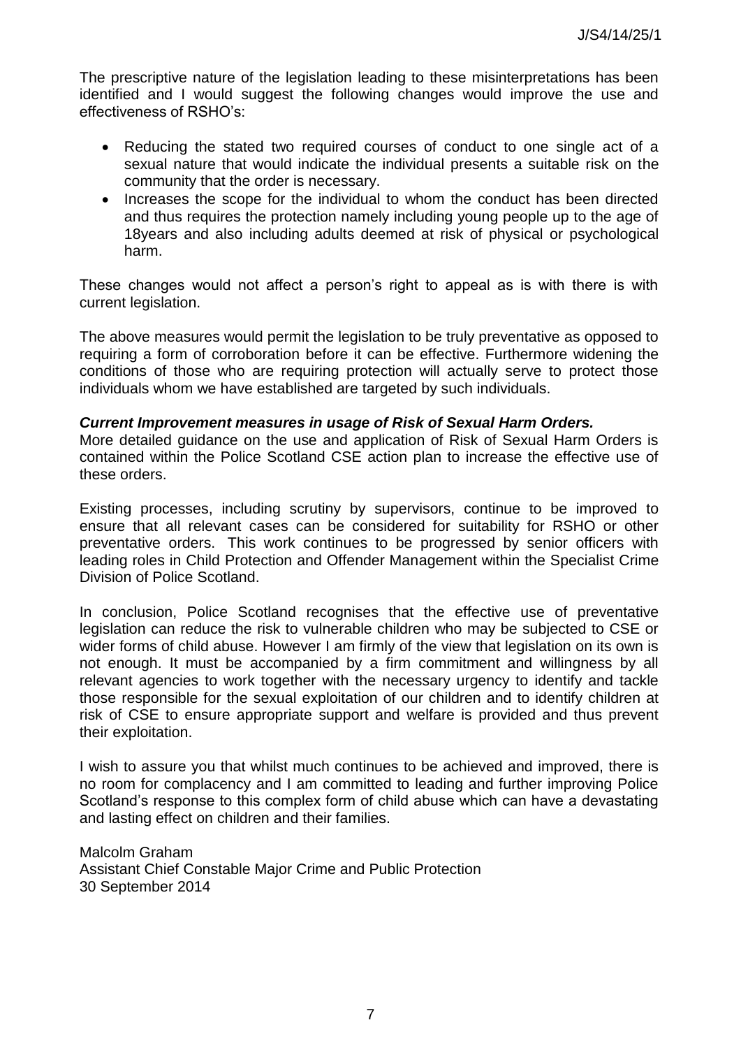The prescriptive nature of the legislation leading to these misinterpretations has been identified and I would suggest the following changes would improve the use and effectiveness of RSHO's:

- Reducing the stated two required courses of conduct to one single act of a sexual nature that would indicate the individual presents a suitable risk on the community that the order is necessary.
- Increases the scope for the individual to whom the conduct has been directed and thus requires the protection namely including young people up to the age of 18years and also including adults deemed at risk of physical or psychological harm.

These changes would not affect a person's right to appeal as is with there is with current legislation.

The above measures would permit the legislation to be truly preventative as opposed to requiring a form of corroboration before it can be effective. Furthermore widening the conditions of those who are requiring protection will actually serve to protect those individuals whom we have established are targeted by such individuals.

***Current Improvement measures in usage of Risk of Sexual Harm Orders.***

More detailed guidance on the use and application of Risk of Sexual Harm Orders is contained within the Police Scotland CSE action plan to increase the effective use of these orders.

Existing processes, including scrutiny by supervisors, continue to be improved to ensure that all relevant cases can be considered for suitability for RSHO or other preventative orders. This work continues to be progressed by senior officers with leading roles in Child Protection and Offender Management within the Specialist Crime Division of Police Scotland.

In conclusion, Police Scotland recognises that the effective use of preventative legislation can reduce the risk to vulnerable children who may be subjected to CSE or wider forms of child abuse. However I am firmly of the view that legislation on its own is not enough. It must be accompanied by a firm commitment and willingness by all relevant agencies to work together with the necessary urgency to identify and tackle those responsible for the sexual exploitation of our children and to identify children at risk of CSE to ensure appropriate support and welfare is provided and thus prevent their exploitation.

I wish to assure you that whilst much continues to be achieved and improved, there is no room for complacency and I am committed to leading and further improving Police Scotland's response to this complex form of child abuse which can have a devastating and lasting effect on children and their families.

Malcolm Graham
Assistant Chief Constable Major Crime and Public Protection
30 September 2014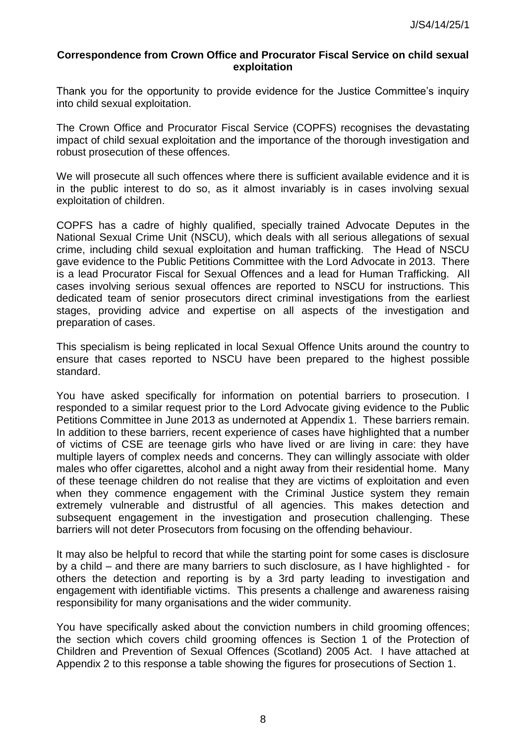**Correspondence from Crown Office and Procurator Fiscal Service on child sexual exploitation**

Thank you for the opportunity to provide evidence for the Justice Committee's inquiry into child sexual exploitation.

The Crown Office and Procurator Fiscal Service (COPFS) recognises the devastating impact of child sexual exploitation and the importance of the thorough investigation and robust prosecution of these offences.

We will prosecute all such offences where there is sufficient available evidence and it is in the public interest to do so, as it almost invariably is in cases involving sexual exploitation of children.

COPFS has a cadre of highly qualified, specially trained Advocate Deputes in the National Sexual Crime Unit (NSCU), which deals with all serious allegations of sexual crime, including child sexual exploitation and human trafficking. The Head of NSCU gave evidence to the Public Petitions Committee with the Lord Advocate in 2013. There is a lead Procurator Fiscal for Sexual Offences and a lead for Human Trafficking. All cases involving serious sexual offences are reported to NSCU for instructions. This dedicated team of senior prosecutors direct criminal investigations from the earliest stages, providing advice and expertise on all aspects of the investigation and preparation of cases.

This specialism is being replicated in local Sexual Offence Units around the country to ensure that cases reported to NSCU have been prepared to the highest possible standard.

You have asked specifically for information on potential barriers to prosecution. I responded to a similar request prior to the Lord Advocate giving evidence to the Public Petitions Committee in June 2013 as undernoted at Appendix 1. These barriers remain. In addition to these barriers, recent experience of cases have highlighted that a number of victims of CSE are teenage girls who have lived or are living in care: they have multiple layers of complex needs and concerns. They can willingly associate with older males who offer cigarettes, alcohol and a night away from their residential home. Many of these teenage children do not realise that they are victims of exploitation and even when they commence engagement with the Criminal Justice system they remain extremely vulnerable and distrustful of all agencies. This makes detection and subsequent engagement in the investigation and prosecution challenging. These barriers will not deter Prosecutors from focusing on the offending behaviour.

It may also be helpful to record that while the starting point for some cases is disclosure by a child – and there are many barriers to such disclosure, as I have highlighted - for others the detection and reporting is by a 3rd party leading to investigation and engagement with identifiable victims. This presents a challenge and awareness raising responsibility for many organisations and the wider community.

You have specifically asked about the conviction numbers in child grooming offences; the section which covers child grooming offences is Section 1 of the Protection of Children and Prevention of Sexual Offences (Scotland) 2005 Act. I have attached at Appendix 2 to this response a table showing the figures for prosecutions of Section 1.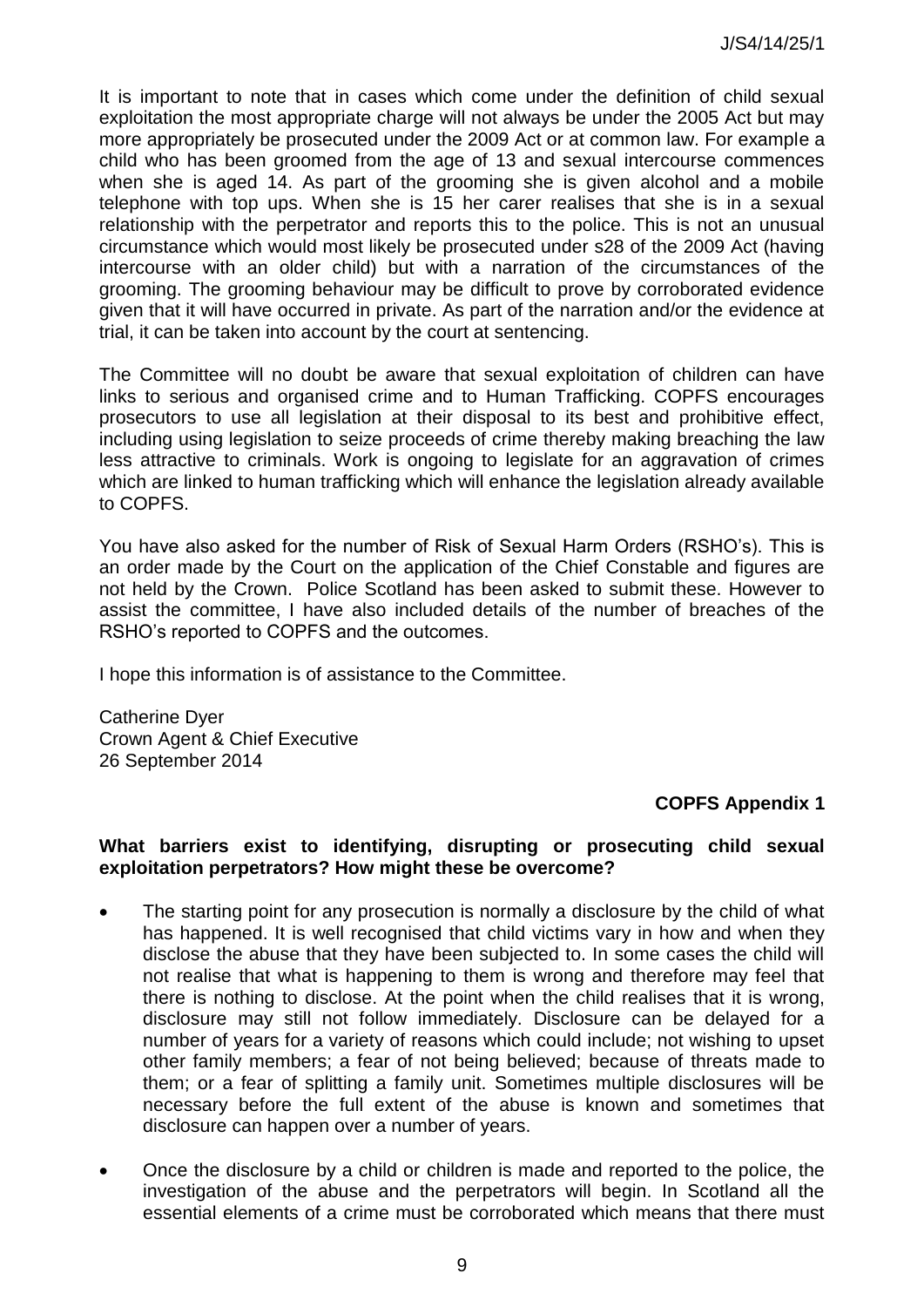It is important to note that in cases which come under the definition of child sexual exploitation the most appropriate charge will not always be under the 2005 Act but may more appropriately be prosecuted under the 2009 Act or at common law. For example a child who has been groomed from the age of 13 and sexual intercourse commences when she is aged 14. As part of the grooming she is given alcohol and a mobile telephone with top ups. When she is 15 her carer realises that she is in a sexual relationship with the perpetrator and reports this to the police. This is not an unusual circumstance which would most likely be prosecuted under s28 of the 2009 Act (having intercourse with an older child) but with a narration of the circumstances of the grooming. The grooming behaviour may be difficult to prove by corroborated evidence given that it will have occurred in private. As part of the narration and/or the evidence at trial, it can be taken into account by the court at sentencing.

The Committee will no doubt be aware that sexual exploitation of children can have links to serious and organised crime and to Human Trafficking. COPFS encourages prosecutors to use all legislation at their disposal to its best and prohibitive effect, including using legislation to seize proceeds of crime thereby making breaching the law less attractive to criminals. Work is ongoing to legislate for an aggravation of crimes which are linked to human trafficking which will enhance the legislation already available to COPFS.

You have also asked for the number of Risk of Sexual Harm Orders (RSHO's). This is an order made by the Court on the application of the Chief Constable and figures are not held by the Crown. Police Scotland has been asked to submit these. However to assist the committee, I have also included details of the number of breaches of the RSHO's reported to COPFS and the outcomes.

I hope this information is of assistance to the Committee.

Catherine Dyer
Crown Agent & Chief Executive
26 September 2014

**COPFS Appendix 1**

**What barriers exist to identifying, disrupting or prosecuting child sexual exploitation perpetrators? How might these be overcome?**

- The starting point for any prosecution is normally a disclosure by the child of what has happened. It is well recognised that child victims vary in how and when they disclose the abuse that they have been subjected to. In some cases the child will not realise that what is happening to them is wrong and therefore may feel that there is nothing to disclose. At the point when the child realises that it is wrong, disclosure may still not follow immediately. Disclosure can be delayed for a number of years for a variety of reasons which could include; not wishing to upset other family members; a fear of not being believed; because of threats made to them; or a fear of splitting a family unit. Sometimes multiple disclosures will be necessary before the full extent of the abuse is known and sometimes that disclosure can happen over a number of years.
- Once the disclosure by a child or children is made and reported to the police, the investigation of the abuse and the perpetrators will begin. In Scotland all the essential elements of a crime must be corroborated which means that there must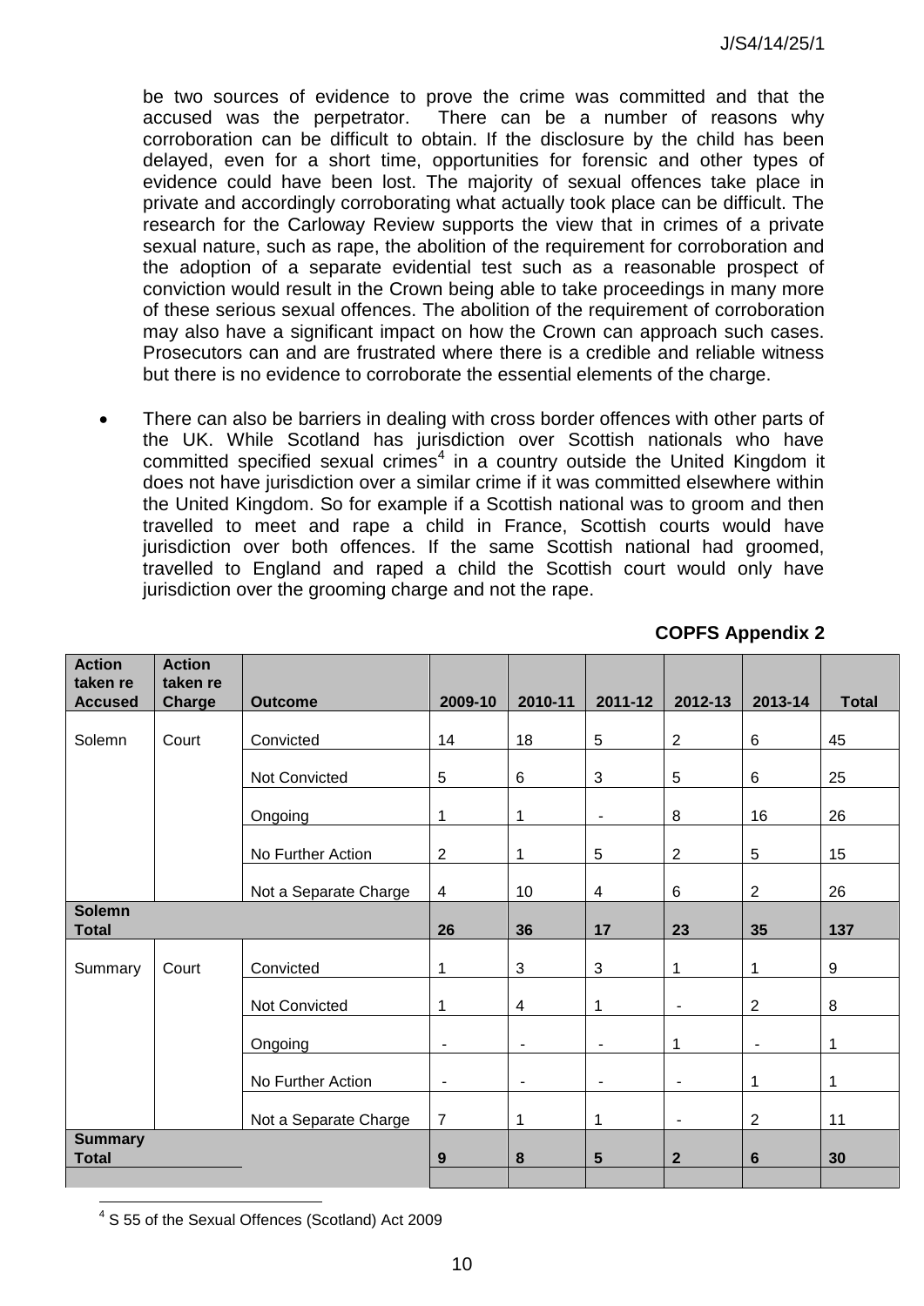be two sources of evidence to prove the crime was committed and that the accused was the perpetrator. There can be a number of reasons why corroboration can be difficult to obtain. If the disclosure by the child has been delayed, even for a short time, opportunities for forensic and other types of evidence could have been lost. The majority of sexual offences take place in private and accordingly corroborating what actually took place can be difficult. The research for the Carloway Review supports the view that in crimes of a private sexual nature, such as rape, the abolition of the requirement for corroboration and the adoption of a separate evidential test such as a reasonable prospect of conviction would result in the Crown being able to take proceedings in many more of these serious sexual offences. The abolition of the requirement of corroboration may also have a significant impact on how the Crown can approach such cases. Prosecutors can and are frustrated where there is a credible and reliable witness but there is no evidence to corroborate the essential elements of the charge.

- There can also be barriers in dealing with cross border offences with other parts of the UK. While Scotland has jurisdiction over Scottish nationals who have committed specified sexual crimes[4] in a country outside the United Kingdom it does not have jurisdiction over a similar crime if it was committed elsewhere within the United Kingdom. So for example if a Scottish national was to groom and then travelled to meet and rape a child in France, Scottish courts would have jurisdiction over both offences. If the same Scottish national had groomed, travelled to England and raped a child the Scottish court would only have jurisdiction over the grooming charge and not the rape.

**COPFS Appendix 2**

| Action taken re Accused | Action taken re Charge | Outcome | 2009-10 | 2010-11 | 2011-12 | 2012-13 | 2013-14 | Total |
|---|---|---|---|---|---|---|---|---|
| Solemn | Court | Convicted | 14 | 18 | 5 | 2 | 6 | 45 |
| | | Not Convicted | 5 | 6 | 3 | 5 | 6 | 25 |
| | | Ongoing | 1 | 1 | - | 8 | 16 | 26 |
| | | No Further Action | 2 | 1 | 5 | 2 | 5 | 15 |
| | | Not a Separate Charge | 4 | 10 | 4 | 6 | 2 | 26 |
| **Solemn Total** | | | **26** | **36** | **17** | **23** | **35** | **137** |
| Summary | Court | Convicted | 1 | 3 | 3 | 1 | 1 | 9 |
| | | Not Convicted | 1 | 4 | 1 | - | 2 | 8 |
| | | Ongoing | - | - | - | 1 | - | 1 |
| | | No Further Action | - | - | - | - | 1 | 1 |
| | | Not a Separate Charge | 7 | 1 | 1 | - | 2 | 11 |
| **Summary Total** | | | **9** | **8** | **5** | **2** | **6** | **30** |

[4] S 55 of the Sexual Offences (Scotland) Act 2009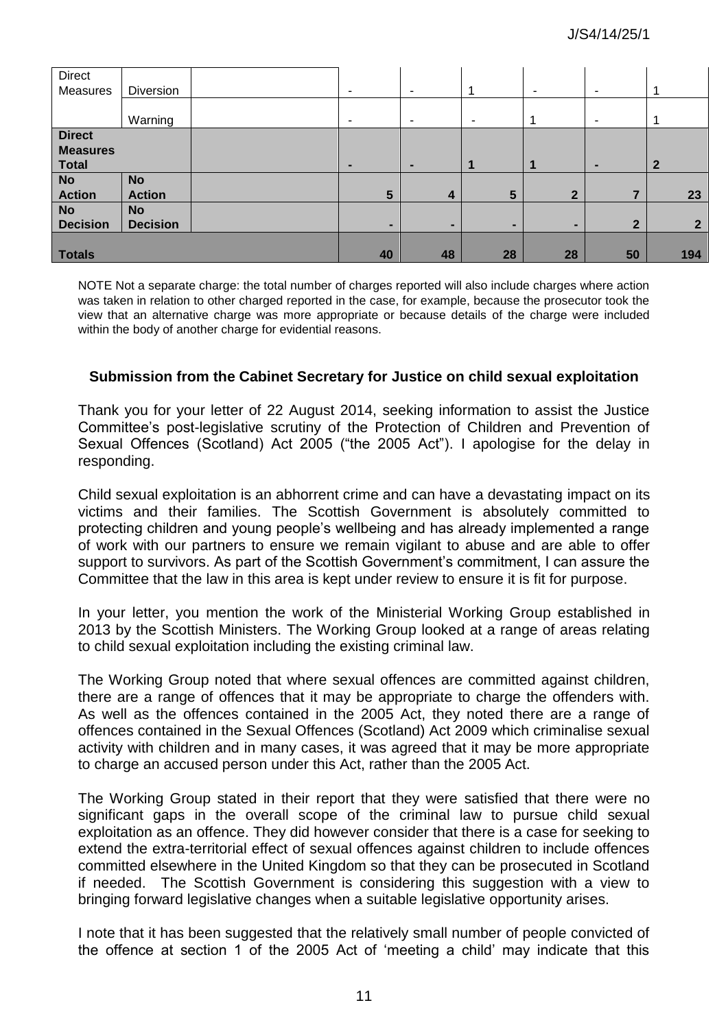| | | | | | | | | |
|---|---|---|---|---|---|---|---|---|
| Direct Measures | Diversion | | - | - | 1 | - | - | 1 |
| | Warning | | - | - | - | 1 | - | 1 |
| **Direct Measures Total** | | | **-** | **-** | **1** | **1** | **-** | **2** |
| **No Action** | **No Action** | | **5** | **4** | **5** | **2** | **7** | **23** |
| **No Decision** | **No Decision** | | **-** | **-** | **-** | **-** | **2** | **2** |
| **Totals** | | | **40** | **48** | **28** | **28** | **50** | **194** |

NOTE Not a separate charge: the total number of charges reported will also include charges where action was taken in relation to other charged reported in the case, for example, because the prosecutor took the view that an alternative charge was more appropriate or because details of the charge were included within the body of another charge for evidential reasons.

### Submission from the Cabinet Secretary for Justice on child sexual exploitation

Thank you for your letter of 22 August 2014, seeking information to assist the Justice Committee's post-legislative scrutiny of the Protection of Children and Prevention of Sexual Offences (Scotland) Act 2005 ("the 2005 Act"). I apologise for the delay in responding.

Child sexual exploitation is an abhorrent crime and can have a devastating impact on its victims and their families. The Scottish Government is absolutely committed to protecting children and young people's wellbeing and has already implemented a range of work with our partners to ensure we remain vigilant to abuse and are able to offer support to survivors. As part of the Scottish Government's commitment, I can assure the Committee that the law in this area is kept under review to ensure it is fit for purpose.

In your letter, you mention the work of the Ministerial Working Group established in 2013 by the Scottish Ministers. The Working Group looked at a range of areas relating to child sexual exploitation including the existing criminal law.

The Working Group noted that where sexual offences are committed against children, there are a range of offences that it may be appropriate to charge the offenders with. As well as the offences contained in the 2005 Act, they noted there are a range of offences contained in the Sexual Offences (Scotland) Act 2009 which criminalise sexual activity with children and in many cases, it was agreed that it may be more appropriate to charge an accused person under this Act, rather than the 2005 Act.

The Working Group stated in their report that they were satisfied that there were no significant gaps in the overall scope of the criminal law to pursue child sexual exploitation as an offence. They did however consider that there is a case for seeking to extend the extra-territorial effect of sexual offences against children to include offences committed elsewhere in the United Kingdom so that they can be prosecuted in Scotland if needed. The Scottish Government is considering this suggestion with a view to bringing forward legislative changes when a suitable legislative opportunity arises.

I note that it has been suggested that the relatively small number of people convicted of the offence at section 1 of the 2005 Act of 'meeting a child' may indicate that this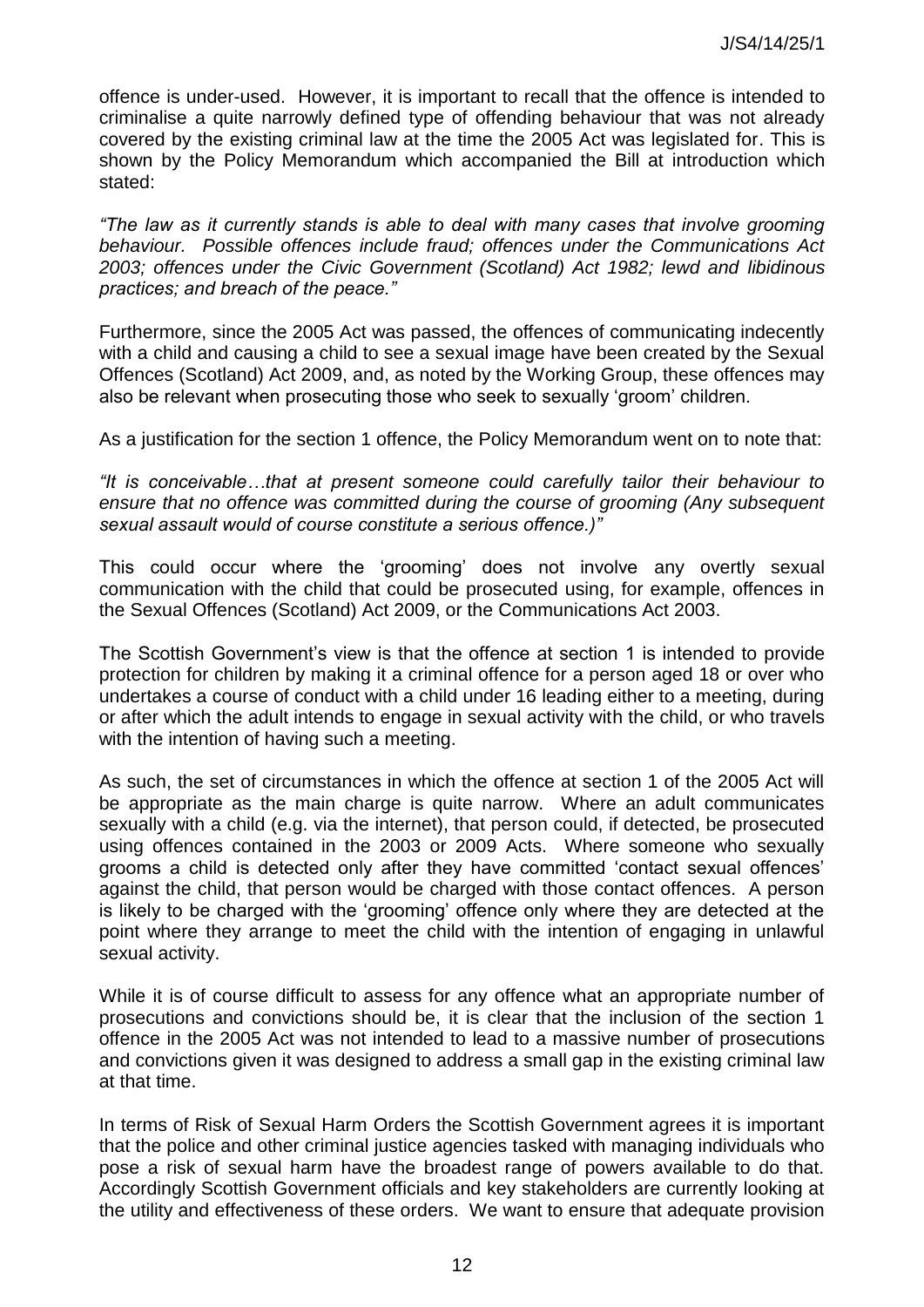offence is under-used. However, it is important to recall that the offence is intended to criminalise a quite narrowly defined type of offending behaviour that was not already covered by the existing criminal law at the time the 2005 Act was legislated for. This is shown by the Policy Memorandum which accompanied the Bill at introduction which stated:

*"The law as it currently stands is able to deal with many cases that involve grooming behaviour. Possible offences include fraud; offences under the Communications Act 2003; offences under the Civic Government (Scotland) Act 1982; lewd and libidinous practices; and breach of the peace."*

Furthermore, since the 2005 Act was passed, the offences of communicating indecently with a child and causing a child to see a sexual image have been created by the Sexual Offences (Scotland) Act 2009, and, as noted by the Working Group, these offences may also be relevant when prosecuting those who seek to sexually 'groom' children.

As a justification for the section 1 offence, the Policy Memorandum went on to note that:

*"It is conceivable…that at present someone could carefully tailor their behaviour to ensure that no offence was committed during the course of grooming (Any subsequent sexual assault would of course constitute a serious offence.)"*

This could occur where the 'grooming' does not involve any overtly sexual communication with the child that could be prosecuted using, for example, offences in the Sexual Offences (Scotland) Act 2009, or the Communications Act 2003.

The Scottish Government's view is that the offence at section 1 is intended to provide protection for children by making it a criminal offence for a person aged 18 or over who undertakes a course of conduct with a child under 16 leading either to a meeting, during or after which the adult intends to engage in sexual activity with the child, or who travels with the intention of having such a meeting.

As such, the set of circumstances in which the offence at section 1 of the 2005 Act will be appropriate as the main charge is quite narrow. Where an adult communicates sexually with a child (e.g. via the internet), that person could, if detected, be prosecuted using offences contained in the 2003 or 2009 Acts. Where someone who sexually grooms a child is detected only after they have committed 'contact sexual offences' against the child, that person would be charged with those contact offences. A person is likely to be charged with the 'grooming' offence only where they are detected at the point where they arrange to meet the child with the intention of engaging in unlawful sexual activity.

While it is of course difficult to assess for any offence what an appropriate number of prosecutions and convictions should be, it is clear that the inclusion of the section 1 offence in the 2005 Act was not intended to lead to a massive number of prosecutions and convictions given it was designed to address a small gap in the existing criminal law at that time.

In terms of Risk of Sexual Harm Orders the Scottish Government agrees it is important that the police and other criminal justice agencies tasked with managing individuals who pose a risk of sexual harm have the broadest range of powers available to do that. Accordingly Scottish Government officials and key stakeholders are currently looking at the utility and effectiveness of these orders. We want to ensure that adequate provision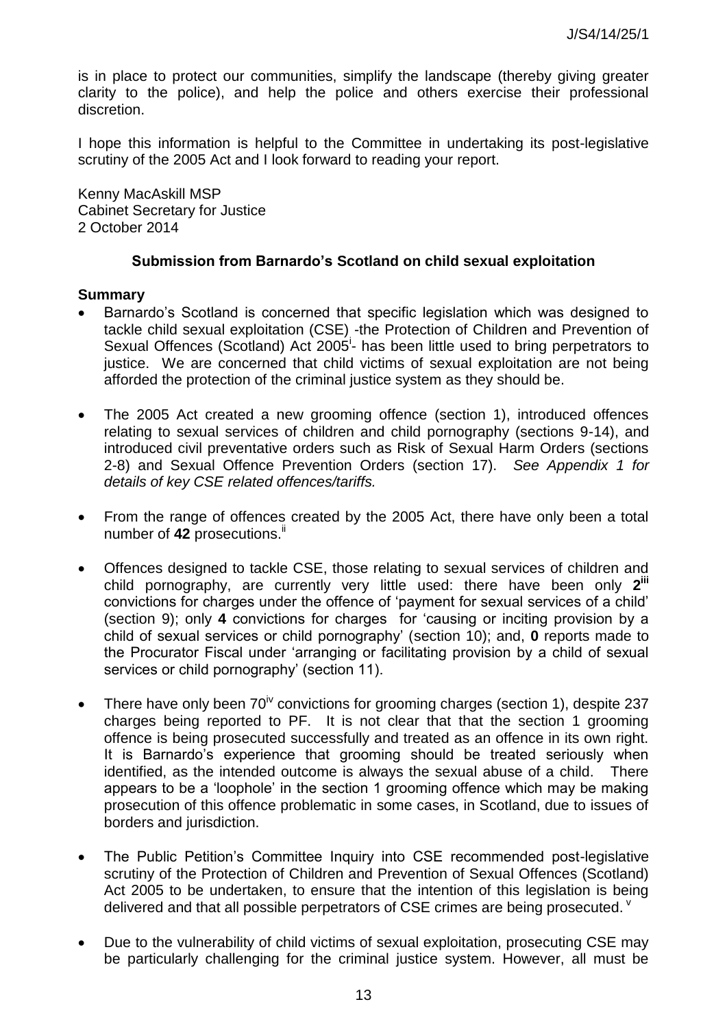is in place to protect our communities, simplify the landscape (thereby giving greater clarity to the police), and help the police and others exercise their professional discretion.

I hope this information is helpful to the Committee in undertaking its post-legislative scrutiny of the 2005 Act and I look forward to reading your report.

Kenny MacAskill MSP
Cabinet Secretary for Justice
2 October 2014

### Submission from Barnardo's Scotland on child sexual exploitation

**Summary**

- Barnardo's Scotland is concerned that specific legislation which was designed to tackle child sexual exploitation (CSE) -the Protection of Children and Prevention of Sexual Offences (Scotland) Act 2005[i]- has been little used to bring perpetrators to justice. We are concerned that child victims of sexual exploitation are not being afforded the protection of the criminal justice system as they should be.

- The 2005 Act created a new grooming offence (section 1), introduced offences relating to sexual services of children and child pornography (sections 9-14), and introduced civil preventative orders such as Risk of Sexual Harm Orders (sections 2-8) and Sexual Offence Prevention Orders (section 17). *See Appendix 1 for details of key CSE related offences/tariffs.*

- From the range of offences created by the 2005 Act, there have only been a total number of **42** prosecutions.[ii]

- Offences designed to tackle CSE, those relating to sexual services of children and child pornography, are currently very little used: there have been only **2**[iii] convictions for charges under the offence of 'payment for sexual services of a child' (section 9); only **4** convictions for charges for 'causing or inciting provision by a child of sexual services or child pornography' (section 10); and, **0** reports made to the Procurator Fiscal under 'arranging or facilitating provision by a child of sexual services or child pornography' (section 11).

- There have only been 70[iv] convictions for grooming charges (section 1), despite 237 charges being reported to PF. It is not clear that that the section 1 grooming offence is being prosecuted successfully and treated as an offence in its own right. It is Barnardo's experience that grooming should be treated seriously when identified, as the intended outcome is always the sexual abuse of a child. There appears to be a 'loophole' in the section 1 grooming offence which may be making prosecution of this offence problematic in some cases, in Scotland, due to issues of borders and jurisdiction.

- The Public Petition's Committee Inquiry into CSE recommended post-legislative scrutiny of the Protection of Children and Prevention of Sexual Offences (Scotland) Act 2005 to be undertaken, to ensure that the intention of this legislation is being delivered and that all possible perpetrators of CSE crimes are being prosecuted.[v]

- Due to the vulnerability of child victims of sexual exploitation, prosecuting CSE may be particularly challenging for the criminal justice system. However, all must be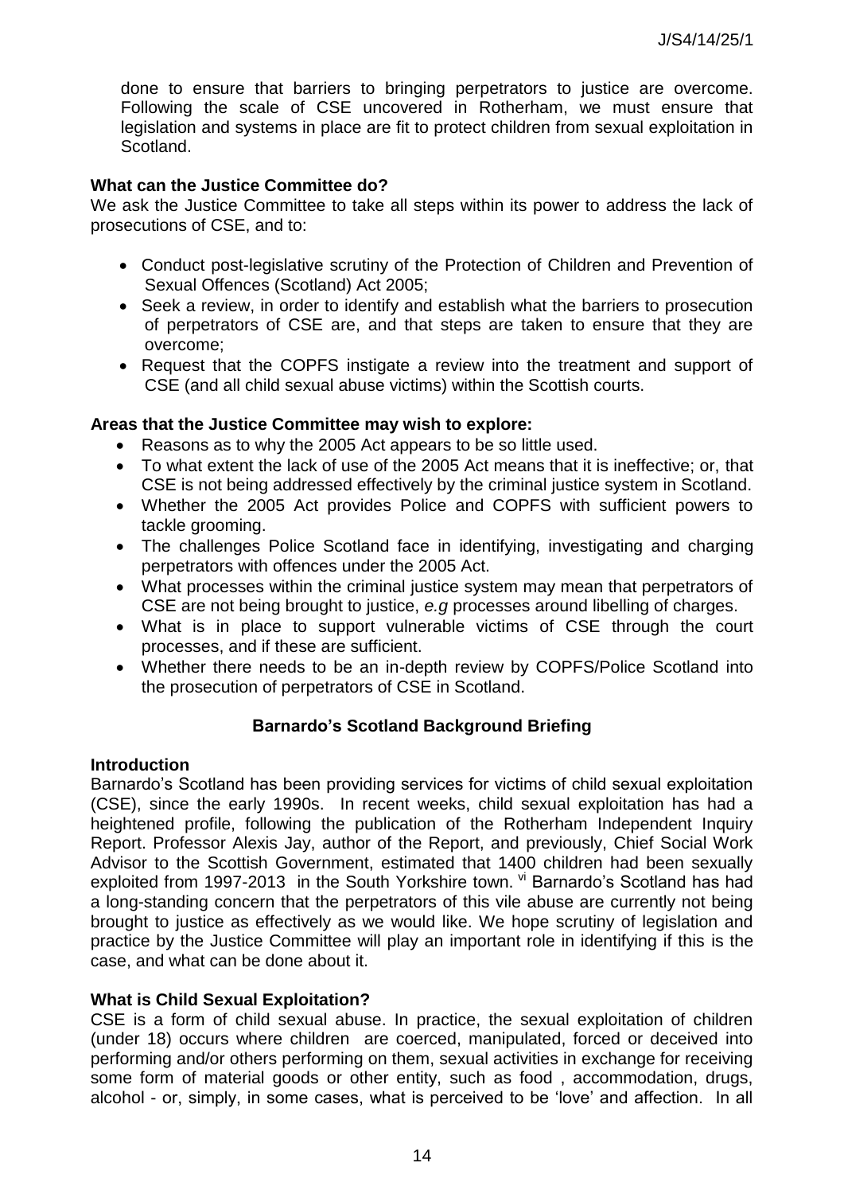done to ensure that barriers to bringing perpetrators to justice are overcome. Following the scale of CSE uncovered in Rotherham, we must ensure that legislation and systems in place are fit to protect children from sexual exploitation in Scotland.

**What can the Justice Committee do?**

We ask the Justice Committee to take all steps within its power to address the lack of prosecutions of CSE, and to:

- Conduct post-legislative scrutiny of the Protection of Children and Prevention of Sexual Offences (Scotland) Act 2005;
- Seek a review, in order to identify and establish what the barriers to prosecution of perpetrators of CSE are, and that steps are taken to ensure that they are overcome;
- Request that the COPFS instigate a review into the treatment and support of CSE (and all child sexual abuse victims) within the Scottish courts.

**Areas that the Justice Committee may wish to explore:**

- Reasons as to why the 2005 Act appears to be so little used.
- To what extent the lack of use of the 2005 Act means that it is ineffective; or, that CSE is not being addressed effectively by the criminal justice system in Scotland.
- Whether the 2005 Act provides Police and COPFS with sufficient powers to tackle grooming.
- The challenges Police Scotland face in identifying, investigating and charging perpetrators with offences under the 2005 Act.
- What processes within the criminal justice system may mean that perpetrators of CSE are not being brought to justice, *e.g* processes around libelling of charges.
- What is in place to support vulnerable victims of CSE through the court processes, and if these are sufficient.
- Whether there needs to be an in-depth review by COPFS/Police Scotland into the prosecution of perpetrators of CSE in Scotland.

## Barnardo's Scotland Background Briefing

**Introduction**

Barnardo's Scotland has been providing services for victims of child sexual exploitation (CSE), since the early 1990s. In recent weeks, child sexual exploitation has had a heightened profile, following the publication of the Rotherham Independent Inquiry Report. Professor Alexis Jay, author of the Report, and previously, Chief Social Work Advisor to the Scottish Government, estimated that 1400 children had been sexually exploited from 1997-2013 in the South Yorkshire town. [vi] Barnardo's Scotland has had a long-standing concern that the perpetrators of this vile abuse are currently not being brought to justice as effectively as we would like. We hope scrutiny of legislation and practice by the Justice Committee will play an important role in identifying if this is the case, and what can be done about it.

**What is Child Sexual Exploitation?**

CSE is a form of child sexual abuse. In practice, the sexual exploitation of children (under 18) occurs where children are coerced, manipulated, forced or deceived into performing and/or others performing on them, sexual activities in exchange for receiving some form of material goods or other entity, such as food , accommodation, drugs, alcohol - or, simply, in some cases, what is perceived to be 'love' and affection. In all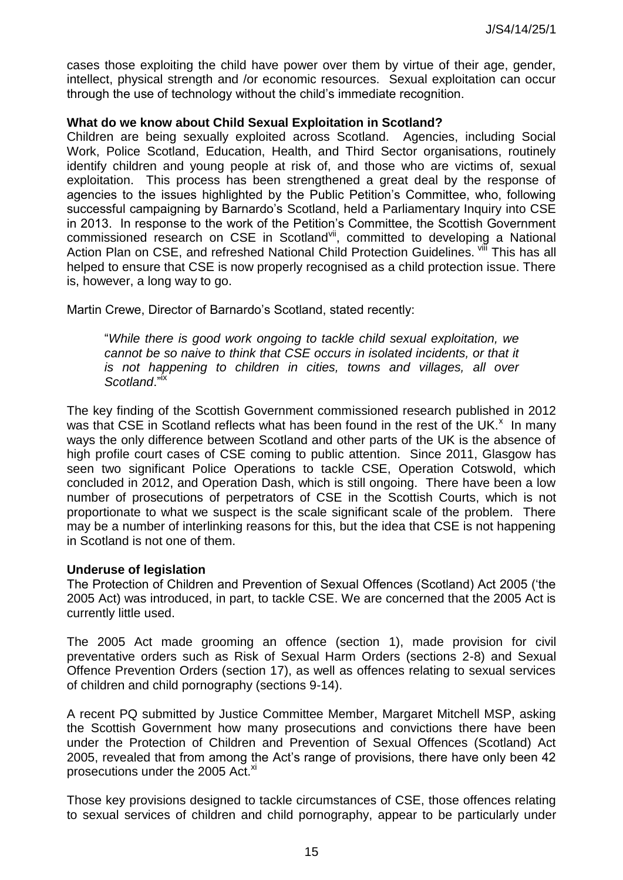cases those exploiting the child have power over them by virtue of their age, gender, intellect, physical strength and /or economic resources. Sexual exploitation can occur through the use of technology without the child's immediate recognition.

**What do we know about Child Sexual Exploitation in Scotland?**

Children are being sexually exploited across Scotland. Agencies, including Social Work, Police Scotland, Education, Health, and Third Sector organisations, routinely identify children and young people at risk of, and those who are victims of, sexual exploitation. This process has been strengthened a great deal by the response of agencies to the issues highlighted by the Public Petition's Committee, who, following successful campaigning by Barnardo's Scotland, held a Parliamentary Inquiry into CSE in 2013. In response to the work of the Petition's Committee, the Scottish Government commissioned research on CSE in Scotland[vii], committed to developing a National Action Plan on CSE, and refreshed National Child Protection Guidelines. [viii] This has all helped to ensure that CSE is now properly recognised as a child protection issue. There is, however, a long way to go.

Martin Crewe, Director of Barnardo's Scotland, stated recently:

> "*While there is good work ongoing to tackle child sexual exploitation, we cannot be so naive to think that CSE occurs in isolated incidents, or that it is not happening to children in cities, towns and villages, all over Scotland*."[ix]

The key finding of the Scottish Government commissioned research published in 2012 was that CSE in Scotland reflects what has been found in the rest of the UK.[x] In many ways the only difference between Scotland and other parts of the UK is the absence of high profile court cases of CSE coming to public attention. Since 2011, Glasgow has seen two significant Police Operations to tackle CSE, Operation Cotswold, which concluded in 2012, and Operation Dash, which is still ongoing. There have been a low number of prosecutions of perpetrators of CSE in the Scottish Courts, which is not proportionate to what we suspect is the scale significant scale of the problem. There may be a number of interlinking reasons for this, but the idea that CSE is not happening in Scotland is not one of them.

**Underuse of legislation**

The Protection of Children and Prevention of Sexual Offences (Scotland) Act 2005 ('the 2005 Act) was introduced, in part, to tackle CSE. We are concerned that the 2005 Act is currently little used.

The 2005 Act made grooming an offence (section 1), made provision for civil preventative orders such as Risk of Sexual Harm Orders (sections 2-8) and Sexual Offence Prevention Orders (section 17), as well as offences relating to sexual services of children and child pornography (sections 9-14).

A recent PQ submitted by Justice Committee Member, Margaret Mitchell MSP, asking the Scottish Government how many prosecutions and convictions there have been under the Protection of Children and Prevention of Sexual Offences (Scotland) Act 2005, revealed that from among the Act's range of provisions, there have only been 42 prosecutions under the 2005 Act.[xi]

Those key provisions designed to tackle circumstances of CSE, those offences relating to sexual services of children and child pornography, appear to be particularly under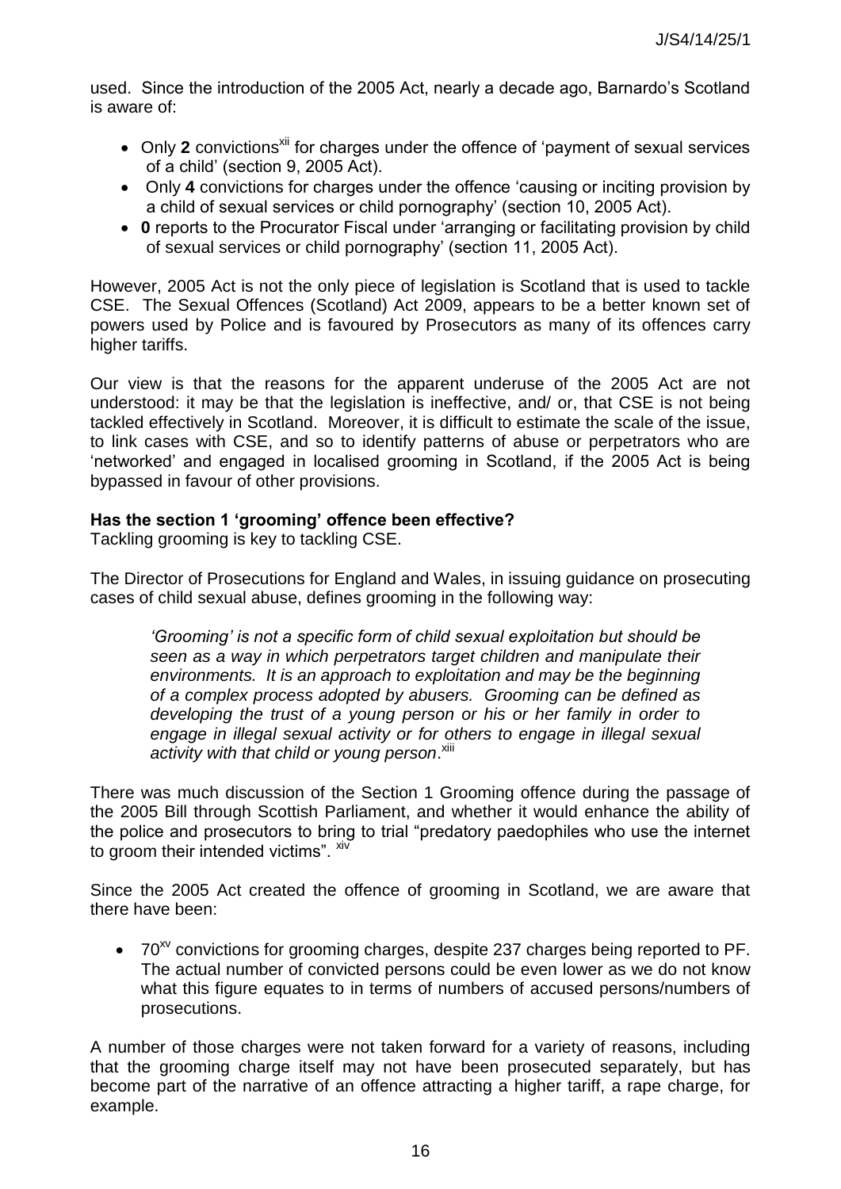used. Since the introduction of the 2005 Act, nearly a decade ago, Barnardo's Scotland is aware of:

- Only **2** convictions[xii] for charges under the offence of 'payment of sexual services of a child' (section 9, 2005 Act).
- Only **4** convictions for charges under the offence 'causing or inciting provision by a child of sexual services or child pornography' (section 10, 2005 Act).
- **0** reports to the Procurator Fiscal under 'arranging or facilitating provision by child of sexual services or child pornography' (section 11, 2005 Act).

However, 2005 Act is not the only piece of legislation is Scotland that is used to tackle CSE. The Sexual Offences (Scotland) Act 2009, appears to be a better known set of powers used by Police and is favoured by Prosecutors as many of its offences carry higher tariffs.

Our view is that the reasons for the apparent underuse of the 2005 Act are not understood: it may be that the legislation is ineffective, and/ or, that CSE is not being tackled effectively in Scotland. Moreover, it is difficult to estimate the scale of the issue, to link cases with CSE, and so to identify patterns of abuse or perpetrators who are 'networked' and engaged in localised grooming in Scotland, if the 2005 Act is being bypassed in favour of other provisions.

**Has the section 1 'grooming' offence been effective?**

Tackling grooming is key to tackling CSE.

The Director of Prosecutions for England and Wales, in issuing guidance on prosecuting cases of child sexual abuse, defines grooming in the following way:

> *'Grooming' is not a specific form of child sexual exploitation but should be seen as a way in which perpetrators target children and manipulate their environments. It is an approach to exploitation and may be the beginning of a complex process adopted by abusers. Grooming can be defined as developing the trust of a young person or his or her family in order to engage in illegal sexual activity or for others to engage in illegal sexual activity with that child or young person*.[xiii]

There was much discussion of the Section 1 Grooming offence during the passage of the 2005 Bill through Scottish Parliament, and whether it would enhance the ability of the police and prosecutors to bring to trial "predatory paedophiles who use the internet to groom their intended victims". [xiv]

Since the 2005 Act created the offence of grooming in Scotland, we are aware that there have been:

- 70[xv] convictions for grooming charges, despite 237 charges being reported to PF. The actual number of convicted persons could be even lower as we do not know what this figure equates to in terms of numbers of accused persons/numbers of prosecutions.

A number of those charges were not taken forward for a variety of reasons, including that the grooming charge itself may not have been prosecuted separately, but has become part of the narrative of an offence attracting a higher tariff, a rape charge, for example.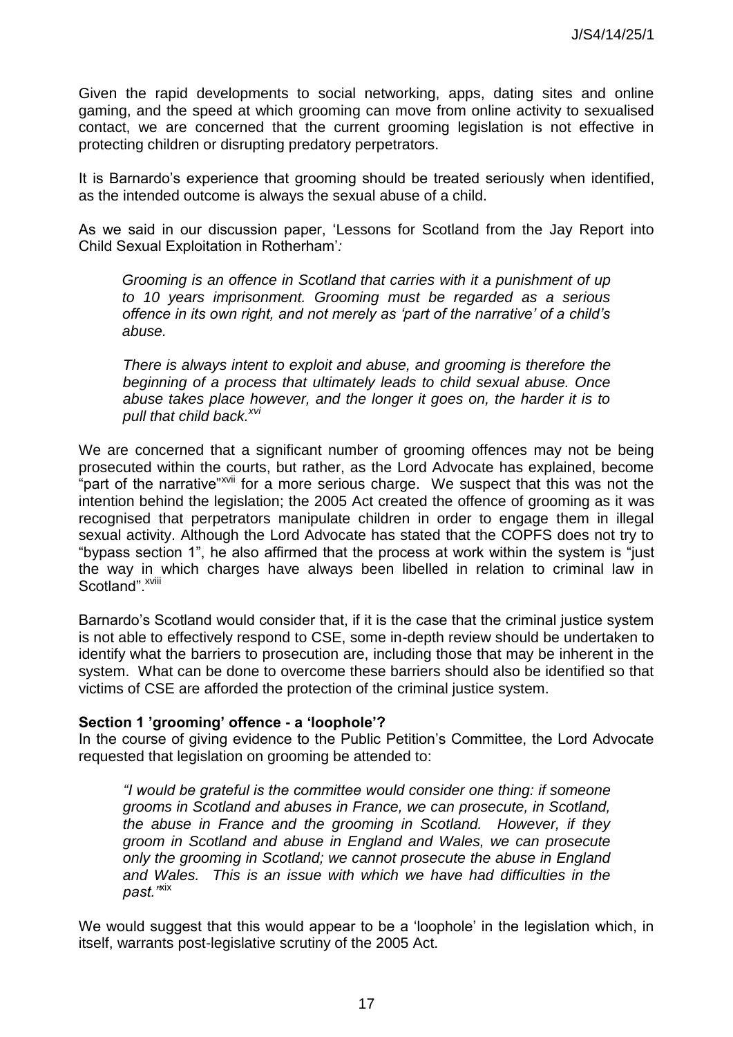Given the rapid developments to social networking, apps, dating sites and online gaming, and the speed at which grooming can move from online activity to sexualised contact, we are concerned that the current grooming legislation is not effective in protecting children or disrupting predatory perpetrators.

It is Barnardo's experience that grooming should be treated seriously when identified, as the intended outcome is always the sexual abuse of a child.

As we said in our discussion paper, 'Lessons for Scotland from the Jay Report into Child Sexual Exploitation in Rotherham'*:*

> *Grooming is an offence in Scotland that carries with it a punishment of up to 10 years imprisonment. Grooming must be regarded as a serious offence in its own right, and not merely as 'part of the narrative' of a child's abuse.*
>
> *There is always intent to exploit and abuse, and grooming is therefore the beginning of a process that ultimately leads to child sexual abuse. Once abuse takes place however, and the longer it goes on, the harder it is to pull that child back.*[xvi]

We are concerned that a significant number of grooming offences may not be being prosecuted within the courts, but rather, as the Lord Advocate has explained, become "part of the narrative"[xvii] for a more serious charge. We suspect that this was not the intention behind the legislation; the 2005 Act created the offence of grooming as it was recognised that perpetrators manipulate children in order to engage them in illegal sexual activity. Although the Lord Advocate has stated that the COPFS does not try to "bypass section 1", he also affirmed that the process at work within the system is "just the way in which charges have always been libelled in relation to criminal law in Scotland".[xviii]

Barnardo's Scotland would consider that, if it is the case that the criminal justice system is not able to effectively respond to CSE, some in-depth review should be undertaken to identify what the barriers to prosecution are, including those that may be inherent in the system. What can be done to overcome these barriers should also be identified so that victims of CSE are afforded the protection of the criminal justice system.

**Section 1 'grooming' offence - a 'loophole'?**

In the course of giving evidence to the Public Petition's Committee, the Lord Advocate requested that legislation on grooming be attended to:

> *"I would be grateful is the committee would consider one thing: if someone grooms in Scotland and abuses in France, we can prosecute, in Scotland, the abuse in France and the grooming in Scotland. However, if they groom in Scotland and abuse in England and Wales, we can prosecute only the grooming in Scotland; we cannot prosecute the abuse in England and Wales. This is an issue with which we have had difficulties in the past."*[xix]

We would suggest that this would appear to be a 'loophole' in the legislation which, in itself, warrants post-legislative scrutiny of the 2005 Act.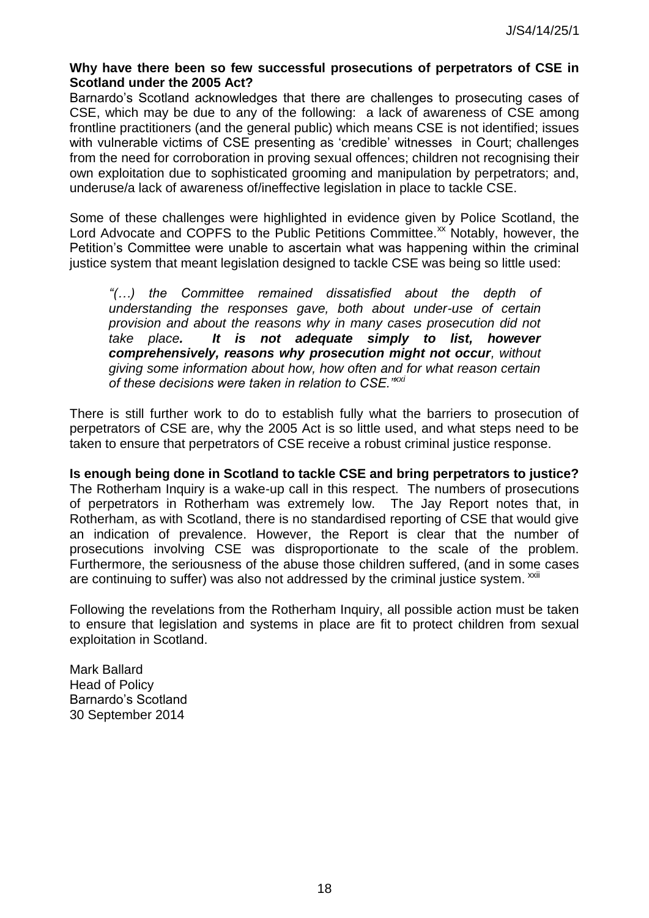**Why have there been so few successful prosecutions of perpetrators of CSE in Scotland under the 2005 Act?**

Barnardo's Scotland acknowledges that there are challenges to prosecuting cases of CSE, which may be due to any of the following: a lack of awareness of CSE among frontline practitioners (and the general public) which means CSE is not identified; issues with vulnerable victims of CSE presenting as 'credible' witnesses in Court; challenges from the need for corroboration in proving sexual offences; children not recognising their own exploitation due to sophisticated grooming and manipulation by perpetrators; and, underuse/a lack of awareness of/ineffective legislation in place to tackle CSE.

Some of these challenges were highlighted in evidence given by Police Scotland, the Lord Advocate and COPFS to the Public Petitions Committee.[xx] Notably, however, the Petition's Committee were unable to ascertain what was happening within the criminal justice system that meant legislation designed to tackle CSE was being so little used:

> *"(…) the Committee remained dissatisfied about the depth of understanding the responses gave, both about under-use of certain provision and about the reasons why in many cases prosecution did not take place.* ***It is not adequate simply to list, however comprehensively, reasons why prosecution might not occur****, without giving some information about how, how often and for what reason certain of these decisions were taken in relation to CSE."*[xxi]

There is still further work to do to establish fully what the barriers to prosecution of perpetrators of CSE are, why the 2005 Act is so little used, and what steps need to be taken to ensure that perpetrators of CSE receive a robust criminal justice response.

**Is enough being done in Scotland to tackle CSE and bring perpetrators to justice?**

The Rotherham Inquiry is a wake-up call in this respect. The numbers of prosecutions of perpetrators in Rotherham was extremely low. The Jay Report notes that, in Rotherham, as with Scotland, there is no standardised reporting of CSE that would give an indication of prevalence. However, the Report is clear that the number of prosecutions involving CSE was disproportionate to the scale of the problem. Furthermore, the seriousness of the abuse those children suffered, (and in some cases are continuing to suffer) was also not addressed by the criminal justice system.[xxii]

Following the revelations from the Rotherham Inquiry, all possible action must be taken to ensure that legislation and systems in place are fit to protect children from sexual exploitation in Scotland.

Mark Ballard
Head of Policy
Barnardo's Scotland
30 September 2014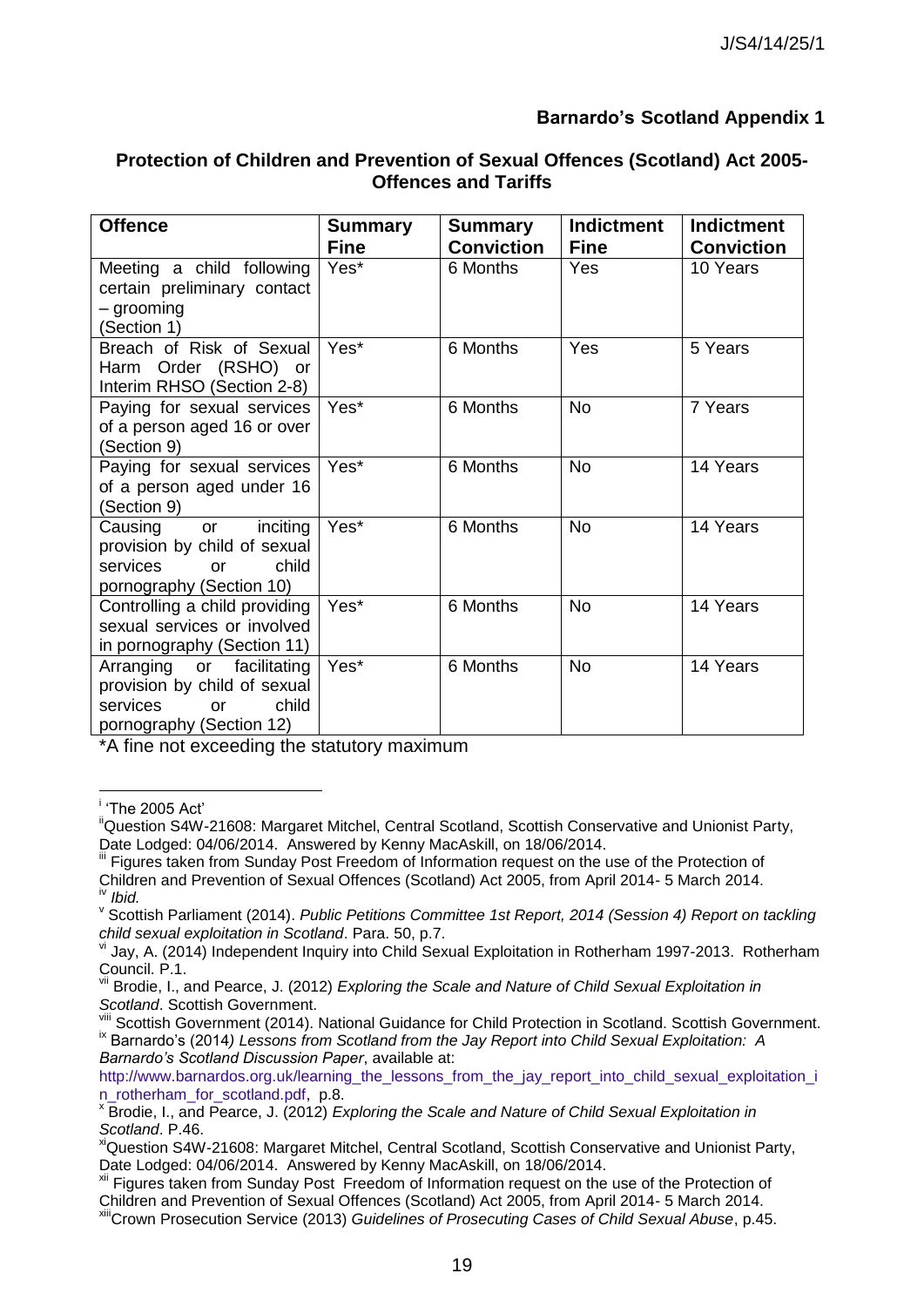## Barnardo's Scotland Appendix 1

### Protection of Children and Prevention of Sexual Offences (Scotland) Act 2005- Offences and Tariffs

| Offence | Summary Fine | Summary Conviction | Indictment Fine | Indictment Conviction |
|---|---|---|---|---|
| Meeting a child following certain preliminary contact – grooming (Section 1) | Yes* | 6 Months | Yes | 10 Years |
| Breach of Risk of Sexual Harm Order (RSHO) or Interim RHSO (Section 2-8) | Yes* | 6 Months | Yes | 5 Years |
| Paying for sexual services of a person aged 16 or over (Section 9) | Yes* | 6 Months | No | 7 Years |
| Paying for sexual services of a person aged under 16 (Section 9) | Yes* | 6 Months | No | 14 Years |
| Causing or inciting provision by child of sexual services or child pornography (Section 10) | Yes* | 6 Months | No | 14 Years |
| Controlling a child providing sexual services or involved in pornography (Section 11) | Yes* | 6 Months | No | 14 Years |
| Arranging or facilitating provision by child of sexual services or child pornography (Section 12) | Yes* | 6 Months | No | 14 Years |

*A fine not exceeding the statutory maximum

---

[i] 'The 2005 Act'

[ii] Question S4W-21608: Margaret Mitchel, Central Scotland, Scottish Conservative and Unionist Party, Date Lodged: 04/06/2014. Answered by Kenny MacAskill, on 18/06/2014.

[iii] Figures taken from Sunday Post Freedom of Information request on the use of the Protection of Children and Prevention of Sexual Offences (Scotland) Act 2005, from April 2014- 5 March 2014.

[iv] *Ibid.*

[v] Scottish Parliament (2014). *Public Petitions Committee 1st Report, 2014 (Session 4) Report on tackling child sexual exploitation in Scotland*. Para. 50, p.7.

[vi] Jay, A. (2014) Independent Inquiry into Child Sexual Exploitation in Rotherham 1997-2013. Rotherham Council. P.1.

[vii] Brodie, I., and Pearce, J. (2012) *Exploring the Scale and Nature of Child Sexual Exploitation in Scotland*. Scottish Government.

[viii] Scottish Government (2014). National Guidance for Child Protection in Scotland. Scottish Government.

[ix] Barnardo's (2014) *Lessons from Scotland from the Jay Report into Child Sexual Exploitation: A Barnardo's Scotland Discussion Paper*, available at: http://www.barnardos.org.uk/learning_the_lessons_from_the_jay_report_into_child_sexual_exploitation_in_rotherham_for_scotland.pdf, p.8.

[x] Brodie, I., and Pearce, J. (2012) *Exploring the Scale and Nature of Child Sexual Exploitation in Scotland*. P.46.

[xi] Question S4W-21608: Margaret Mitchel, Central Scotland, Scottish Conservative and Unionist Party, Date Lodged: 04/06/2014. Answered by Kenny MacAskill, on 18/06/2014.

[xii] Figures taken from Sunday Post Freedom of Information request on the use of the Protection of Children and Prevention of Sexual Offences (Scotland) Act 2005, from April 2014- 5 March 2014.

[xiii] Crown Prosecution Service (2013) *Guidelines of Prosecuting Cases of Child Sexual Abuse*, p.45.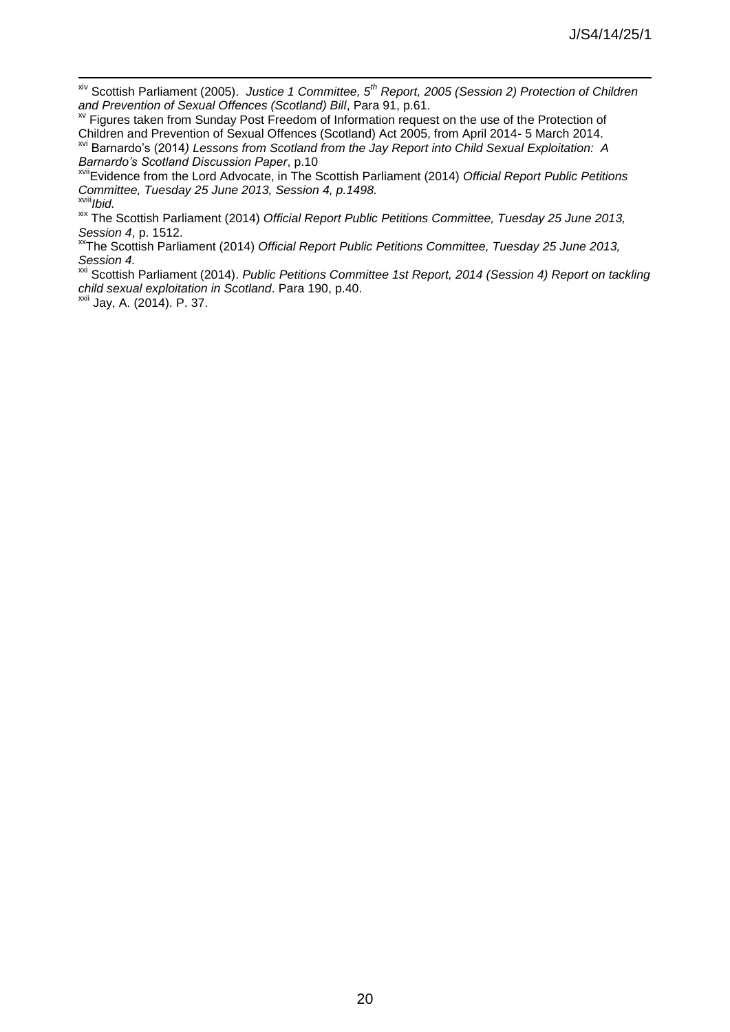[xiv] Scottish Parliament (2005). *Justice 1 Committee, 5th Report, 2005 (Session 2) Protection of Children and Prevention of Sexual Offences (Scotland) Bill*, Para 91, p.61.

[xv] Figures taken from Sunday Post Freedom of Information request on the use of the Protection of Children and Prevention of Sexual Offences (Scotland) Act 2005, from April 2014- 5 March 2014.

[xvi] Barnardo's (2014*) Lessons from Scotland from the Jay Report into Child Sexual Exploitation: A Barnardo's Scotland Discussion Paper*, p.10

[xvii] Evidence from the Lord Advocate, in The Scottish Parliament (2014) *Official Report Public Petitions Committee, Tuesday 25 June 2013, Session 4, p.1498.*

[xviii] *Ibid.*

[xix] The Scottish Parliament (2014) *Official Report Public Petitions Committee, Tuesday 25 June 2013, Session 4*, p. 1512.

[xx] The Scottish Parliament (2014) *Official Report Public Petitions Committee, Tuesday 25 June 2013, Session 4.*

[xxi] Scottish Parliament (2014). *Public Petitions Committee 1st Report, 2014 (Session 4) Report on tackling child sexual exploitation in Scotland*. Para 190, p.40.

[xxii] Jay, A. (2014). P. 37.